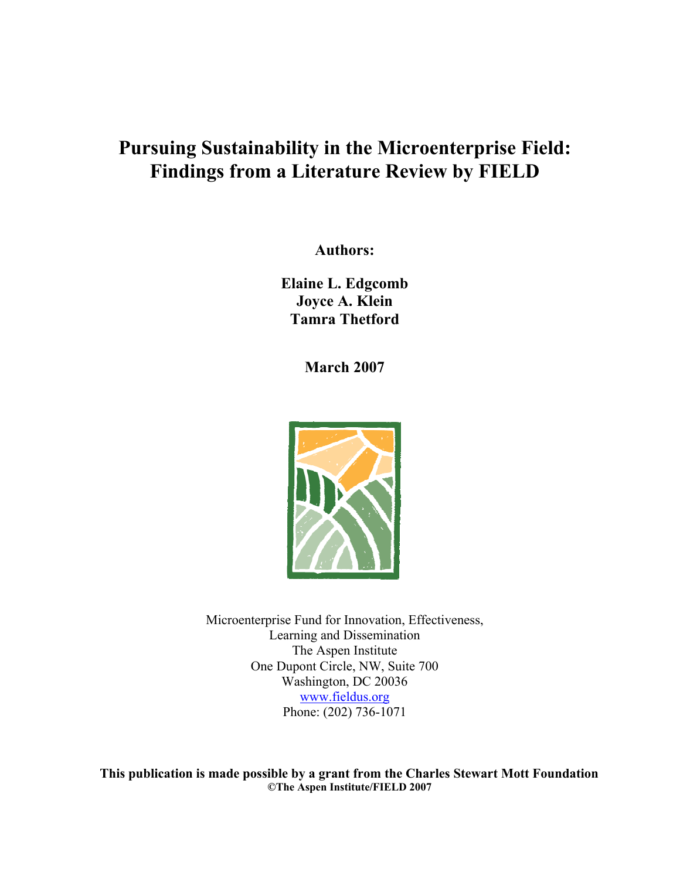# Pursuing Sustainability in the Microenterprise Field: Findings from a Literature Review by FIELD

**Authors:**

**Elaine L. Edgcomb**
**Joyce A. Klein**
**Tamra Thetford**

**March 2007**

Microenterprise Fund for Innovation, Effectiveness,
Learning and Dissemination
The Aspen Institute
One Dupont Circle, NW, Suite 700
Washington, DC 20036
www.fieldus.org
Phone: (202) 736-1071

**This publication is made possible by a grant from the Charles Stewart Mott Foundation**
**©The Aspen Institute/FIELD 2007**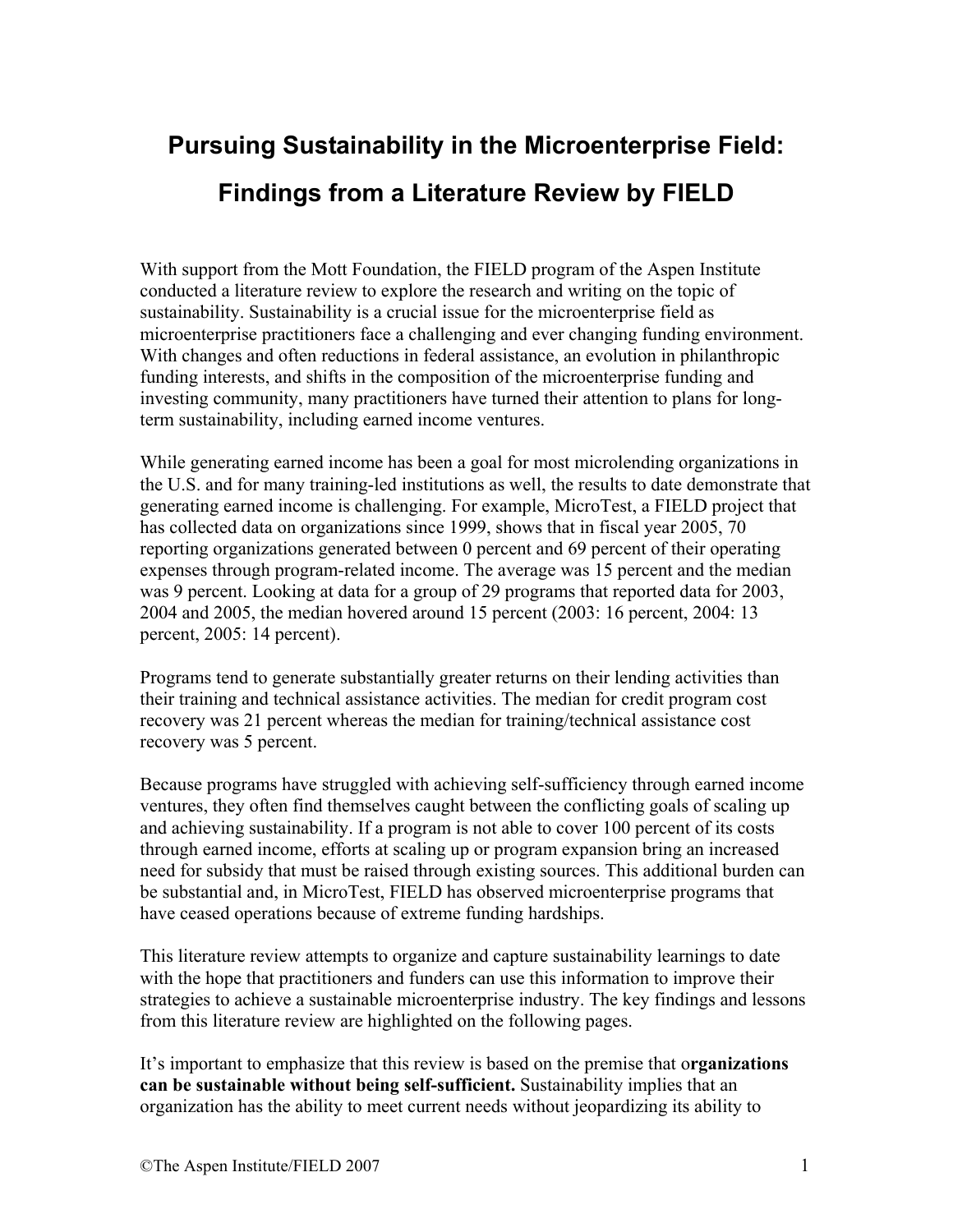# Pursuing Sustainability in the Microenterprise Field: Findings from a Literature Review by FIELD

With support from the Mott Foundation, the FIELD program of the Aspen Institute conducted a literature review to explore the research and writing on the topic of sustainability. Sustainability is a crucial issue for the microenterprise field as microenterprise practitioners face a challenging and ever changing funding environment. With changes and often reductions in federal assistance, an evolution in philanthropic funding interests, and shifts in the composition of the microenterprise funding and investing community, many practitioners have turned their attention to plans for long-term sustainability, including earned income ventures.

While generating earned income has been a goal for most microlending organizations in the U.S. and for many training-led institutions as well, the results to date demonstrate that generating earned income is challenging. For example, MicroTest, a FIELD project that has collected data on organizations since 1999, shows that in fiscal year 2005, 70 reporting organizations generated between 0 percent and 69 percent of their operating expenses through program-related income. The average was 15 percent and the median was 9 percent. Looking at data for a group of 29 programs that reported data for 2003, 2004 and 2005, the median hovered around 15 percent (2003: 16 percent, 2004: 13 percent, 2005: 14 percent).

Programs tend to generate substantially greater returns on their lending activities than their training and technical assistance activities. The median for credit program cost recovery was 21 percent whereas the median for training/technical assistance cost recovery was 5 percent.

Because programs have struggled with achieving self-sufficiency through earned income ventures, they often find themselves caught between the conflicting goals of scaling up and achieving sustainability. If a program is not able to cover 100 percent of its costs through earned income, efforts at scaling up or program expansion bring an increased need for subsidy that must be raised through existing sources. This additional burden can be substantial and, in MicroTest, FIELD has observed microenterprise programs that have ceased operations because of extreme funding hardships.

This literature review attempts to organize and capture sustainability learnings to date with the hope that practitioners and funders can use this information to improve their strategies to achieve a sustainable microenterprise industry. The key findings and lessons from this literature review are highlighted on the following pages.

It's important to emphasize that this review is based on the premise that o**rganizations can be sustainable without being self-sufficient.** Sustainability implies that an organization has the ability to meet current needs without jeopardizing its ability to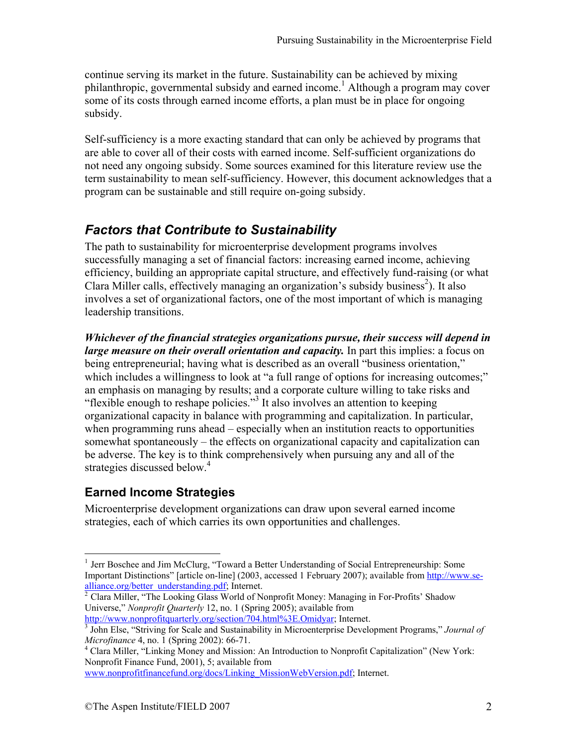continue serving its market in the future. Sustainability can be achieved by mixing philanthropic, governmental subsidy and earned income.[1] Although a program may cover some of its costs through earned income efforts, a plan must be in place for ongoing subsidy.

Self-sufficiency is a more exacting standard that can only be achieved by programs that are able to cover all of their costs with earned income. Self-sufficient organizations do not need any ongoing subsidy. Some sources examined for this literature review use the term sustainability to mean self-sufficiency. However, this document acknowledges that a program can be sustainable and still require on-going subsidy.

## *Factors that Contribute to Sustainability*

The path to sustainability for microenterprise development programs involves successfully managing a set of financial factors: increasing earned income, achieving efficiency, building an appropriate capital structure, and effectively fund-raising (or what Clara Miller calls, effectively managing an organization's subsidy business[2]). It also involves a set of organizational factors, one of the most important of which is managing leadership transitions.

***Whichever of the financial strategies organizations pursue, their success will depend in large measure on their overall orientation and capacity.*** In part this implies: a focus on being entrepreneurial; having what is described as an overall "business orientation," which includes a willingness to look at "a full range of options for increasing outcomes;" an emphasis on managing by results; and a corporate culture willing to take risks and "flexible enough to reshape policies."[3] It also involves an attention to keeping organizational capacity in balance with programming and capitalization. In particular, when programming runs ahead – especially when an institution reacts to opportunities somewhat spontaneously – the effects on organizational capacity and capitalization can be adverse. The key is to think comprehensively when pursuing any and all of the strategies discussed below.[4]

### Earned Income Strategies

Microenterprise development organizations can draw upon several earned income strategies, each of which carries its own opportunities and challenges.

---

[1] Jerr Boschee and Jim McClurg, "Toward a Better Understanding of Social Entrepreneurship: Some Important Distinctions" [article on-line] (2003, accessed 1 February 2007); available from http://www.se-alliance.org/better_understanding.pdf; Internet.

[2] Clara Miller, "The Looking Glass World of Nonprofit Money: Managing in For-Profits' Shadow Universe," *Nonprofit Quarterly* 12, no. 1 (Spring 2005); available from http://www.nonprofitquarterly.org/section/704.html%3E.Omidyar; Internet.

[3] John Else, "Striving for Scale and Sustainability in Microenterprise Development Programs," *Journal of Microfinance* 4, no. 1 (Spring 2002): 66-71.

[4] Clara Miller, "Linking Money and Mission: An Introduction to Nonprofit Capitalization" (New York: Nonprofit Finance Fund, 2001), 5; available from www.nonprofitfinancefund.org/docs/Linking_MissionWebVersion.pdf; Internet.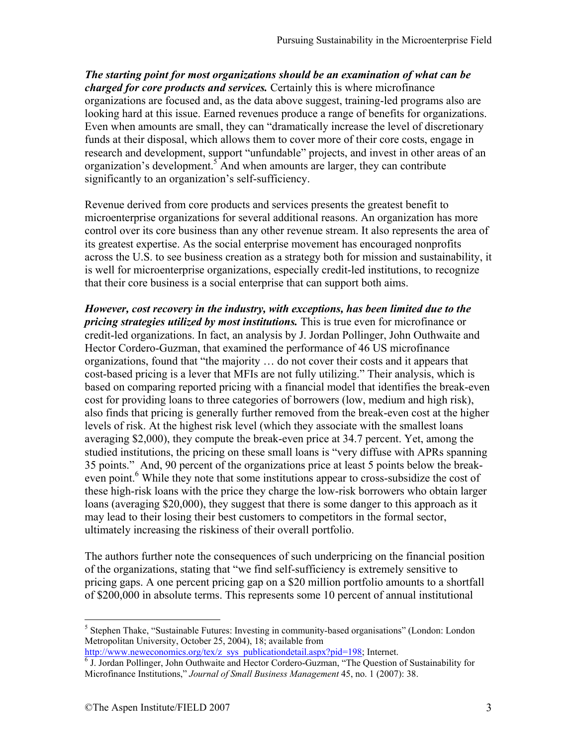***The starting point for most organizations should be an examination of what can be charged for core products and services.*** Certainly this is where microfinance organizations are focused and, as the data above suggest, training-led programs also are looking hard at this issue. Earned revenues produce a range of benefits for organizations. Even when amounts are small, they can "dramatically increase the level of discretionary funds at their disposal, which allows them to cover more of their core costs, engage in research and development, support "unfundable" projects, and invest in other areas of an organization's development.[5] And when amounts are larger, they can contribute significantly to an organization's self-sufficiency.

Revenue derived from core products and services presents the greatest benefit to microenterprise organizations for several additional reasons. An organization has more control over its core business than any other revenue stream. It also represents the area of its greatest expertise. As the social enterprise movement has encouraged nonprofits across the U.S. to see business creation as a strategy both for mission and sustainability, it is well for microenterprise organizations, especially credit-led institutions, to recognize that their core business is a social enterprise that can support both aims.

***However, cost recovery in the industry, with exceptions, has been limited due to the pricing strategies utilized by most institutions.*** This is true even for microfinance or credit-led organizations. In fact, an analysis by J. Jordan Pollinger, John Outhwaite and Hector Cordero-Guzman, that examined the performance of 46 US microfinance organizations, found that "the majority … do not cover their costs and it appears that cost-based pricing is a lever that MFIs are not fully utilizing." Their analysis, which is based on comparing reported pricing with a financial model that identifies the break-even cost for providing loans to three categories of borrowers (low, medium and high risk), also finds that pricing is generally further removed from the break-even cost at the higher levels of risk. At the highest risk level (which they associate with the smallest loans averaging $2,000), they compute the break-even price at 34.7 percent. Yet, among the studied institutions, the pricing on these small loans is "very diffuse with APRs spanning 35 points." And, 90 percent of the organizations price at least 5 points below the break-even point.[6] While they note that some institutions appear to cross-subsidize the cost of these high-risk loans with the price they charge the low-risk borrowers who obtain larger loans (averaging $20,000), they suggest that there is some danger to this approach as it may lead to their losing their best customers to competitors in the formal sector, ultimately increasing the riskiness of their overall portfolio.

The authors further note the consequences of such underpricing on the financial position of the organizations, stating that "we find self-sufficiency is extremely sensitive to pricing gaps. A one percent pricing gap on a $20 million portfolio amounts to a shortfall of $200,000 in absolute terms. This represents some 10 percent of annual institutional

---

[5] Stephen Thake, "Sustainable Futures: Investing in community-based organisations" (London: London Metropolitan University, October 25, 2004), 18; available from http://www.neweconomics.org/tex/z_sys_publicationdetail.aspx?pid=198; Internet.

[6] J. Jordan Pollinger, John Outhwaite and Hector Cordero-Guzman, "The Question of Sustainability for Microfinance Institutions," *Journal of Small Business Management* 45, no. 1 (2007): 38.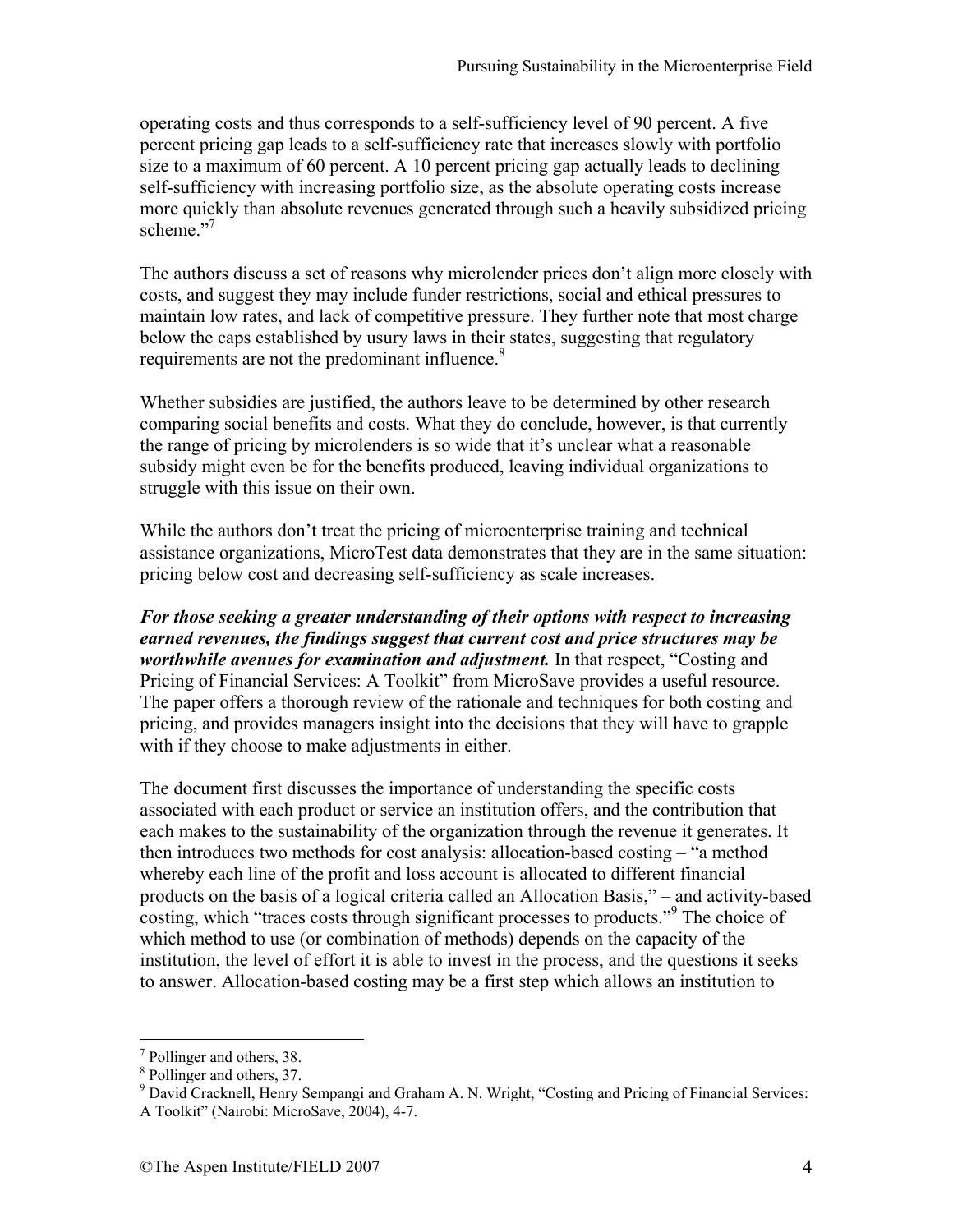operating costs and thus corresponds to a self-sufficiency level of 90 percent. A five percent pricing gap leads to a self-sufficiency rate that increases slowly with portfolio size to a maximum of 60 percent. A 10 percent pricing gap actually leads to declining self-sufficiency with increasing portfolio size, as the absolute operating costs increase more quickly than absolute revenues generated through such a heavily subsidized pricing scheme."[7]

The authors discuss a set of reasons why microlender prices don't align more closely with costs, and suggest they may include funder restrictions, social and ethical pressures to maintain low rates, and lack of competitive pressure. They further note that most charge below the caps established by usury laws in their states, suggesting that regulatory requirements are not the predominant influence.[8]

Whether subsidies are justified, the authors leave to be determined by other research comparing social benefits and costs. What they do conclude, however, is that currently the range of pricing by microlenders is so wide that it's unclear what a reasonable subsidy might even be for the benefits produced, leaving individual organizations to struggle with this issue on their own.

While the authors don't treat the pricing of microenterprise training and technical assistance organizations, MicroTest data demonstrates that they are in the same situation: pricing below cost and decreasing self-sufficiency as scale increases.

***For those seeking a greater understanding of their options with respect to increasing earned revenues, the findings suggest that current cost and price structures may be worthwhile avenues for examination and adjustment.*** In that respect, "Costing and Pricing of Financial Services: A Toolkit" from MicroSave provides a useful resource. The paper offers a thorough review of the rationale and techniques for both costing and pricing, and provides managers insight into the decisions that they will have to grapple with if they choose to make adjustments in either.

The document first discusses the importance of understanding the specific costs associated with each product or service an institution offers, and the contribution that each makes to the sustainability of the organization through the revenue it generates. It then introduces two methods for cost analysis: allocation-based costing – "a method whereby each line of the profit and loss account is allocated to different financial products on the basis of a logical criteria called an Allocation Basis," – and activity-based costing, which "traces costs through significant processes to products."[9] The choice of which method to use (or combination of methods) depends on the capacity of the institution, the level of effort it is able to invest in the process, and the questions it seeks to answer. Allocation-based costing may be a first step which allows an institution to

---

[7] Pollinger and others, 38.

[8] Pollinger and others, 37.

[9] David Cracknell, Henry Sempangi and Graham A. N. Wright, "Costing and Pricing of Financial Services: A Toolkit" (Nairobi: MicroSave, 2004), 4-7.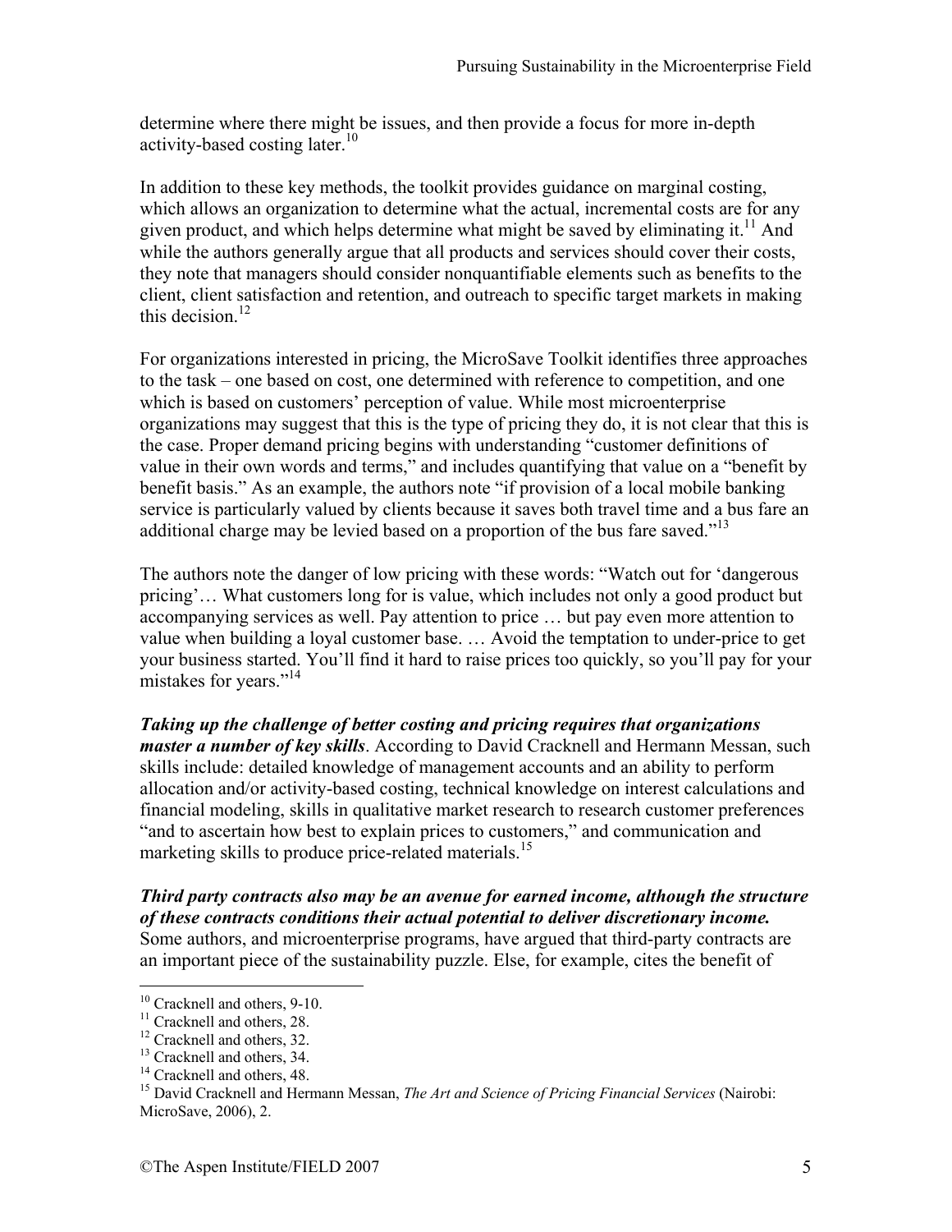determine where there might be issues, and then provide a focus for more in-depth activity-based costing later.[10]

In addition to these key methods, the toolkit provides guidance on marginal costing, which allows an organization to determine what the actual, incremental costs are for any given product, and which helps determine what might be saved by eliminating it.[11] And while the authors generally argue that all products and services should cover their costs, they note that managers should consider nonquantifiable elements such as benefits to the client, client satisfaction and retention, and outreach to specific target markets in making this decision.[12]

For organizations interested in pricing, the MicroSave Toolkit identifies three approaches to the task – one based on cost, one determined with reference to competition, and one which is based on customers' perception of value. While most microenterprise organizations may suggest that this is the type of pricing they do, it is not clear that this is the case. Proper demand pricing begins with understanding "customer definitions of value in their own words and terms," and includes quantifying that value on a "benefit by benefit basis." As an example, the authors note "if provision of a local mobile banking service is particularly valued by clients because it saves both travel time and a bus fare an additional charge may be levied based on a proportion of the bus fare saved."[13]

The authors note the danger of low pricing with these words: "Watch out for 'dangerous pricing'… What customers long for is value, which includes not only a good product but accompanying services as well. Pay attention to price … but pay even more attention to value when building a loyal customer base. … Avoid the temptation to under-price to get your business started. You'll find it hard to raise prices too quickly, so you'll pay for your mistakes for years."[14]

***Taking up the challenge of better costing and pricing requires that organizations master a number of key skills***. According to David Cracknell and Hermann Messan, such skills include: detailed knowledge of management accounts and an ability to perform allocation and/or activity-based costing, technical knowledge on interest calculations and financial modeling, skills in qualitative market research to research customer preferences "and to ascertain how best to explain prices to customers," and communication and marketing skills to produce price-related materials.[15]

***Third party contracts also may be an avenue for earned income, although the structure of these contracts conditions their actual potential to deliver discretionary income.*** Some authors, and microenterprise programs, have argued that third-party contracts are an important piece of the sustainability puzzle. Else, for example, cites the benefit of

---

[10] Cracknell and others, 9-10.

[11] Cracknell and others, 28.

[12] Cracknell and others, 32.

[13] Cracknell and others, 34.

[14] Cracknell and others, 48.

[15] David Cracknell and Hermann Messan, *The Art and Science of Pricing Financial Services* (Nairobi: MicroSave, 2006), 2.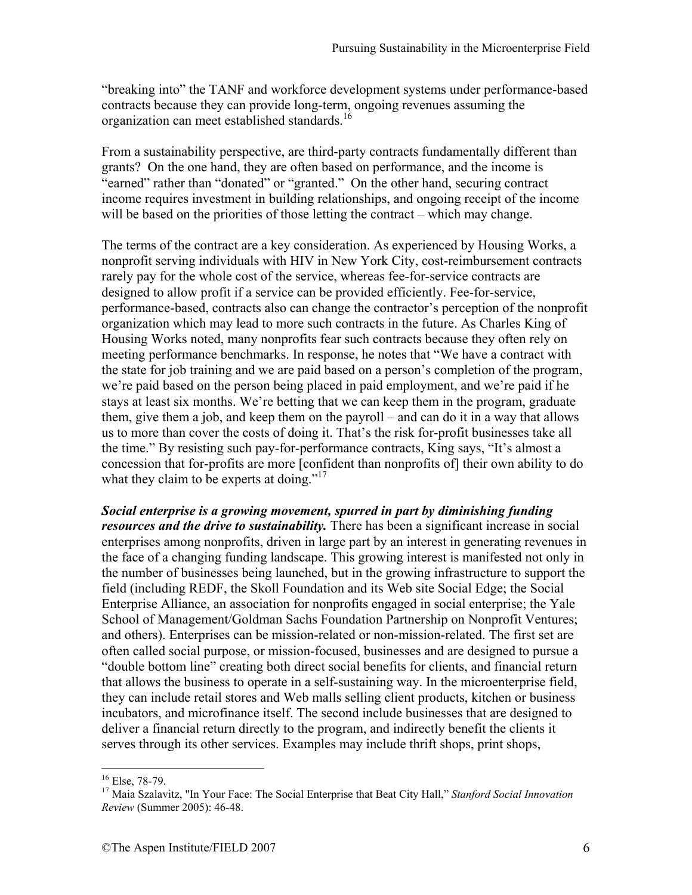"breaking into" the TANF and workforce development systems under performance-based contracts because they can provide long-term, ongoing revenues assuming the organization can meet established standards.[16]

From a sustainability perspective, are third-party contracts fundamentally different than grants? On the one hand, they are often based on performance, and the income is "earned" rather than "donated" or "granted." On the other hand, securing contract income requires investment in building relationships, and ongoing receipt of the income will be based on the priorities of those letting the contract – which may change.

The terms of the contract are a key consideration. As experienced by Housing Works, a nonprofit serving individuals with HIV in New York City, cost-reimbursement contracts rarely pay for the whole cost of the service, whereas fee-for-service contracts are designed to allow profit if a service can be provided efficiently. Fee-for-service, performance-based, contracts also can change the contractor's perception of the nonprofit organization which may lead to more such contracts in the future. As Charles King of Housing Works noted, many nonprofits fear such contracts because they often rely on meeting performance benchmarks. In response, he notes that "We have a contract with the state for job training and we are paid based on a person's completion of the program, we're paid based on the person being placed in paid employment, and we're paid if he stays at least six months. We're betting that we can keep them in the program, graduate them, give them a job, and keep them on the payroll – and can do it in a way that allows us to more than cover the costs of doing it. That's the risk for-profit businesses take all the time." By resisting such pay-for-performance contracts, King says, "It's almost a concession that for-profits are more [confident than nonprofits of] their own ability to do what they claim to be experts at doing."[17]

***Social enterprise is a growing movement, spurred in part by diminishing funding resources and the drive to sustainability.*** There has been a significant increase in social enterprises among nonprofits, driven in large part by an interest in generating revenues in the face of a changing funding landscape. This growing interest is manifested not only in the number of businesses being launched, but in the growing infrastructure to support the field (including REDF, the Skoll Foundation and its Web site Social Edge; the Social Enterprise Alliance, an association for nonprofits engaged in social enterprise; the Yale School of Management/Goldman Sachs Foundation Partnership on Nonprofit Ventures; and others). Enterprises can be mission-related or non-mission-related. The first set are often called social purpose, or mission-focused, businesses and are designed to pursue a "double bottom line" creating both direct social benefits for clients, and financial return that allows the business to operate in a self-sustaining way. In the microenterprise field, they can include retail stores and Web malls selling client products, kitchen or business incubators, and microfinance itself. The second include businesses that are designed to deliver a financial return directly to the program, and indirectly benefit the clients it serves through its other services. Examples may include thrift shops, print shops,

---

[16] Else, 78-79.

[17] Maia Szalavitz, "In Your Face: The Social Enterprise that Beat City Hall," *Stanford Social Innovation Review* (Summer 2005): 46-48.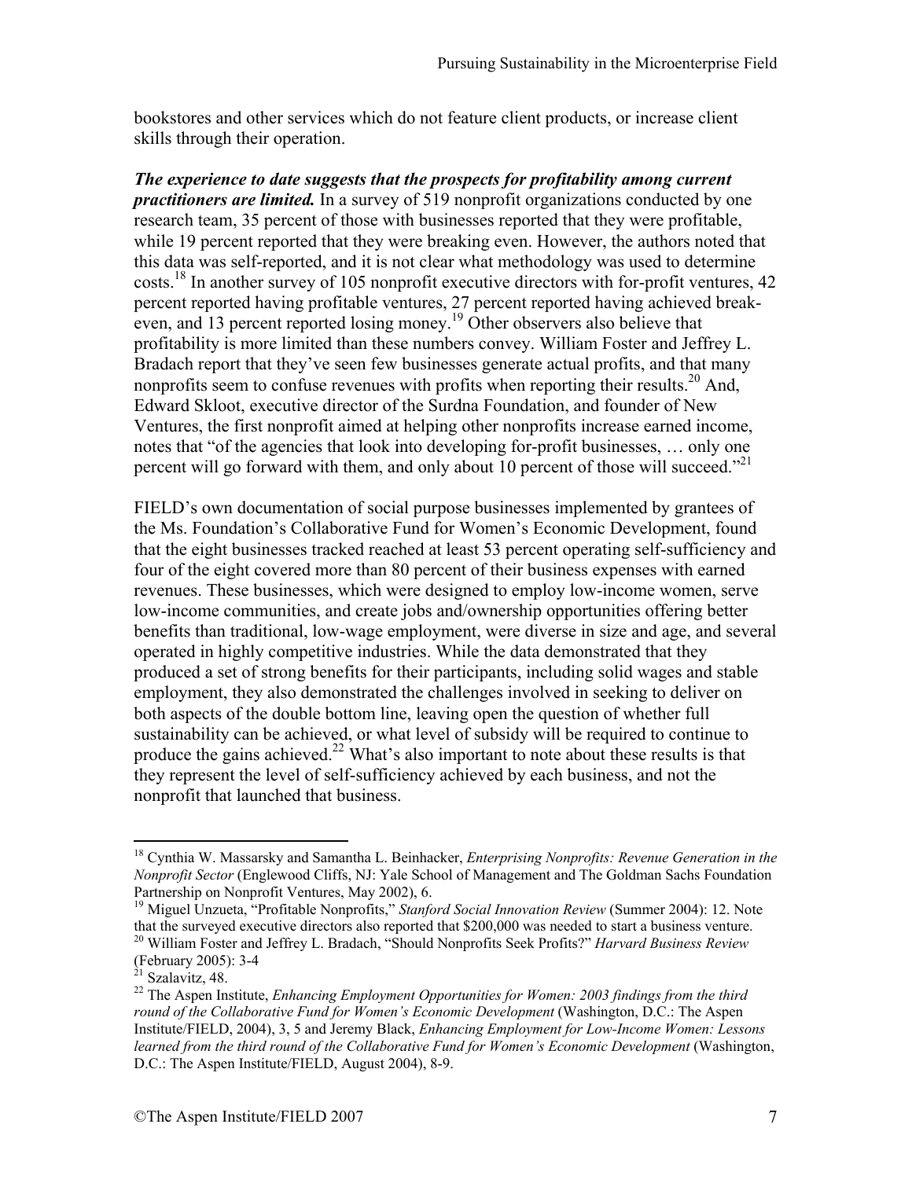bookstores and other services which do not feature client products, or increase client skills through their operation.

***The experience to date suggests that the prospects for profitability among current practitioners are limited.*** In a survey of 519 nonprofit organizations conducted by one research team, 35 percent of those with businesses reported that they were profitable, while 19 percent reported that they were breaking even. However, the authors noted that this data was self-reported, and it is not clear what methodology was used to determine costs.[18] In another survey of 105 nonprofit executive directors with for-profit ventures, 42 percent reported having profitable ventures, 27 percent reported having achieved break-even, and 13 percent reported losing money.[19] Other observers also believe that profitability is more limited than these numbers convey. William Foster and Jeffrey L. Bradach report that they've seen few businesses generate actual profits, and that many nonprofits seem to confuse revenues with profits when reporting their results.[20] And, Edward Skloot, executive director of the Surdna Foundation, and founder of New Ventures, the first nonprofit aimed at helping other nonprofits increase earned income, notes that "of the agencies that look into developing for-profit businesses, … only one percent will go forward with them, and only about 10 percent of those will succeed."[21]

FIELD's own documentation of social purpose businesses implemented by grantees of the Ms. Foundation's Collaborative Fund for Women's Economic Development, found that the eight businesses tracked reached at least 53 percent operating self-sufficiency and four of the eight covered more than 80 percent of their business expenses with earned revenues. These businesses, which were designed to employ low-income women, serve low-income communities, and create jobs and/ownership opportunities offering better benefits than traditional, low-wage employment, were diverse in size and age, and several operated in highly competitive industries. While the data demonstrated that they produced a set of strong benefits for their participants, including solid wages and stable employment, they also demonstrated the challenges involved in seeking to deliver on both aspects of the double bottom line, leaving open the question of whether full sustainability can be achieved, or what level of subsidy will be required to continue to produce the gains achieved.[22] What's also important to note about these results is that they represent the level of self-sufficiency achieved by each business, and not the nonprofit that launched that business.

---

[18] Cynthia W. Massarsky and Samantha L. Beinhacker, *Enterprising Nonprofits: Revenue Generation in the Nonprofit Sector* (Englewood Cliffs, NJ: Yale School of Management and The Goldman Sachs Foundation Partnership on Nonprofit Ventures, May 2002), 6.

[19] Miguel Unzueta, "Profitable Nonprofits," *Stanford Social Innovation Review* (Summer 2004): 12. Note that the surveyed executive directors also reported that $200,000 was needed to start a business venture.

[20] William Foster and Jeffrey L. Bradach, "Should Nonprofits Seek Profits?" *Harvard Business Review* (February 2005): 3-4

[21] Szalavitz, 48.

[22] The Aspen Institute, *Enhancing Employment Opportunities for Women: 2003 findings from the third round of the Collaborative Fund for Women's Economic Development* (Washington, D.C.: The Aspen Institute/FIELD, 2004), 3, 5 and Jeremy Black, *Enhancing Employment for Low-Income Women: Lessons learned from the third round of the Collaborative Fund for Women's Economic Development* (Washington, D.C.: The Aspen Institute/FIELD, August 2004), 8-9.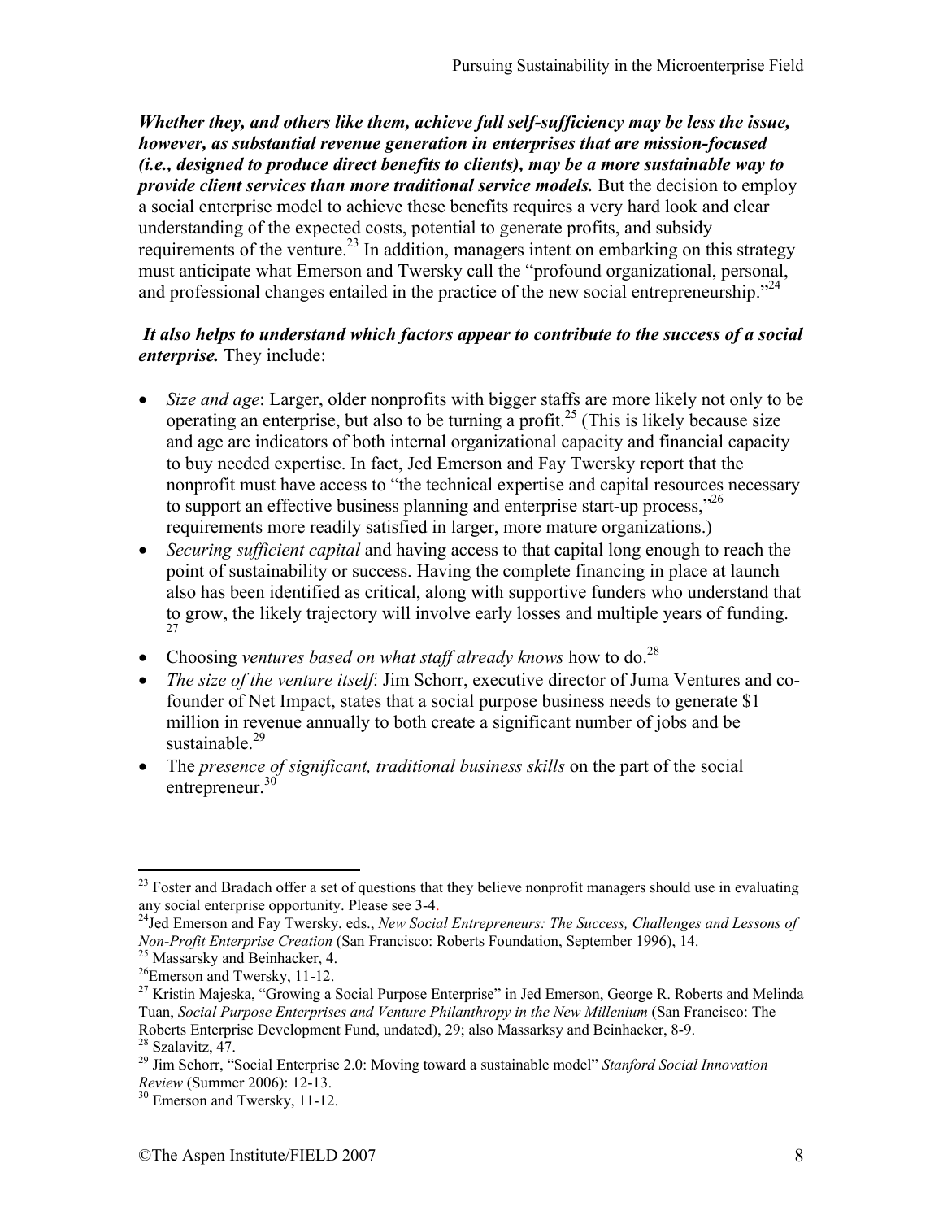***Whether they, and others like them, achieve full self-sufficiency may be less the issue, however, as substantial revenue generation in enterprises that are mission-focused (i.e., designed to produce direct benefits to clients), may be a more sustainable way to provide client services than more traditional service models.*** But the decision to employ a social enterprise model to achieve these benefits requires a very hard look and clear understanding of the expected costs, potential to generate profits, and subsidy requirements of the venture.[23] In addition, managers intent on embarking on this strategy must anticipate what Emerson and Twersky call the "profound organizational, personal, and professional changes entailed in the practice of the new social entrepreneurship."[24]

***It also helps to understand which factors appear to contribute to the success of a social enterprise.*** They include:

- *Size and age*: Larger, older nonprofits with bigger staffs are more likely not only to be operating an enterprise, but also to be turning a profit.[25] (This is likely because size and age are indicators of both internal organizational capacity and financial capacity to buy needed expertise. In fact, Jed Emerson and Fay Twersky report that the nonprofit must have access to "the technical expertise and capital resources necessary to support an effective business planning and enterprise start-up process,"[26] requirements more readily satisfied in larger, more mature organizations.)
- *Securing sufficient capital* and having access to that capital long enough to reach the point of sustainability or success. Having the complete financing in place at launch also has been identified as critical, along with supportive funders who understand that to grow, the likely trajectory will involve early losses and multiple years of funding.[27]
- Choosing *ventures based on what staff already knows* how to do.[28]
- *The size of the venture itself*: Jim Schorr, executive director of Juma Ventures and co-founder of Net Impact, states that a social purpose business needs to generate $1 million in revenue annually to both create a significant number of jobs and be sustainable.[29]
- The *presence of significant, traditional business skills* on the part of the social entrepreneur.[30]

---

[23] Foster and Bradach offer a set of questions that they believe nonprofit managers should use in evaluating any social enterprise opportunity. Please see 3-4.

[24] Jed Emerson and Fay Twersky, eds., *New Social Entrepreneurs: The Success, Challenges and Lessons of Non-Profit Enterprise Creation* (San Francisco: Roberts Foundation, September 1996), 14.

[25] Massarsky and Beinhacker, 4.

[26] Emerson and Twersky, 11-12.

[27] Kristin Majeska, "Growing a Social Purpose Enterprise" in Jed Emerson, George R. Roberts and Melinda Tuan, *Social Purpose Enterprises and Venture Philanthropy in the New Millenium* (San Francisco: The Roberts Enterprise Development Fund, undated), 29; also Massarksy and Beinhacker, 8-9.

[28] Szalavitz, 47.

[29] Jim Schorr, "Social Enterprise 2.0: Moving toward a sustainable model" *Stanford Social Innovation Review* (Summer 2006): 12-13.

[30] Emerson and Twersky, 11-12.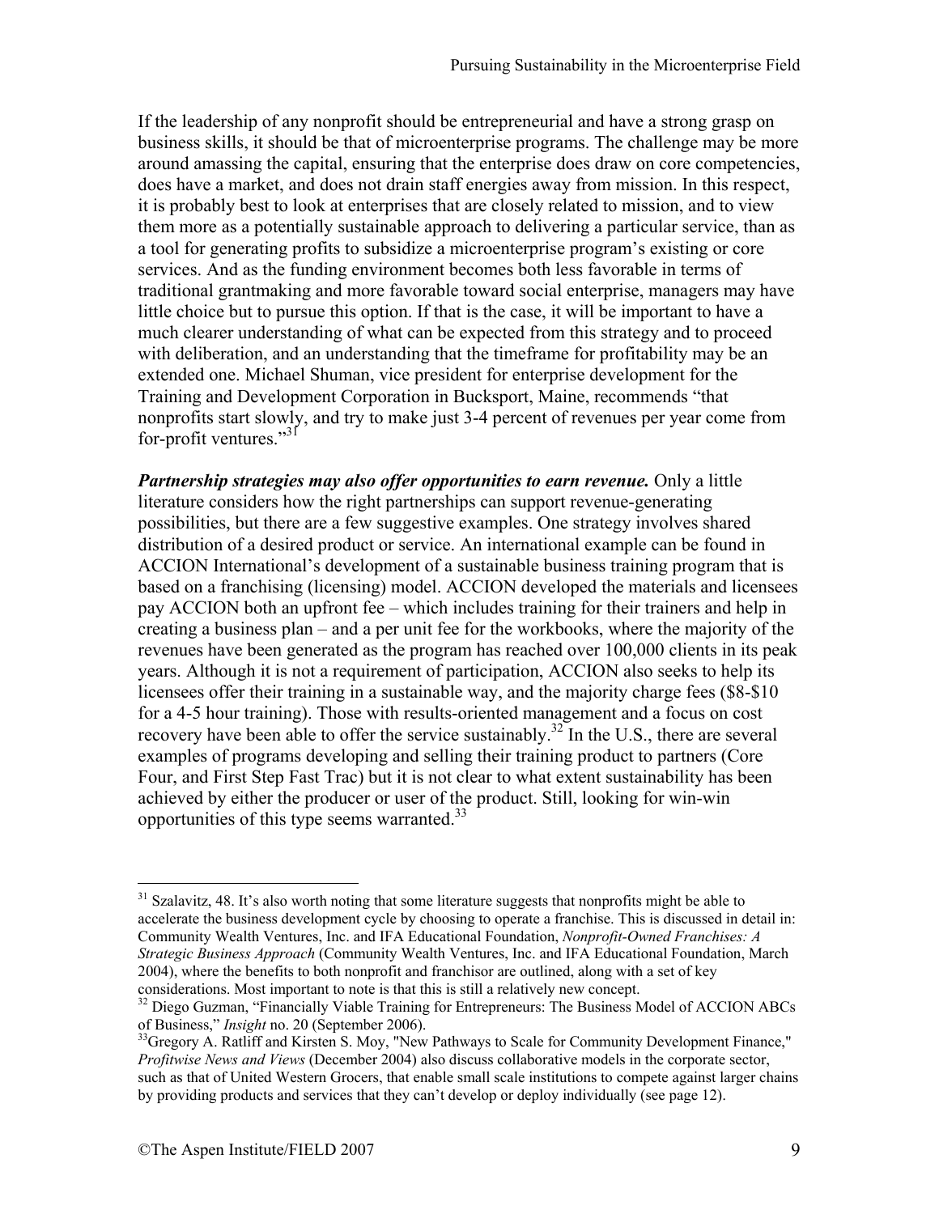If the leadership of any nonprofit should be entrepreneurial and have a strong grasp on business skills, it should be that of microenterprise programs. The challenge may be more around amassing the capital, ensuring that the enterprise does draw on core competencies, does have a market, and does not drain staff energies away from mission. In this respect, it is probably best to look at enterprises that are closely related to mission, and to view them more as a potentially sustainable approach to delivering a particular service, than as a tool for generating profits to subsidize a microenterprise program's existing or core services. And as the funding environment becomes both less favorable in terms of traditional grantmaking and more favorable toward social enterprise, managers may have little choice but to pursue this option. If that is the case, it will be important to have a much clearer understanding of what can be expected from this strategy and to proceed with deliberation, and an understanding that the timeframe for profitability may be an extended one. Michael Shuman, vice president for enterprise development for the Training and Development Corporation in Bucksport, Maine, recommends "that nonprofits start slowly, and try to make just 3-4 percent of revenues per year come from for-profit ventures."[31]

***Partnership strategies may also offer opportunities to earn revenue.*** Only a little literature considers how the right partnerships can support revenue-generating possibilities, but there are a few suggestive examples. One strategy involves shared distribution of a desired product or service. An international example can be found in ACCION International's development of a sustainable business training program that is based on a franchising (licensing) model. ACCION developed the materials and licensees pay ACCION both an upfront fee – which includes training for their trainers and help in creating a business plan – and a per unit fee for the workbooks, where the majority of the revenues have been generated as the program has reached over 100,000 clients in its peak years. Although it is not a requirement of participation, ACCION also seeks to help its licensees offer their training in a sustainable way, and the majority charge fees ($8-$10 for a 4-5 hour training). Those with results-oriented management and a focus on cost recovery have been able to offer the service sustainably.[32] In the U.S., there are several examples of programs developing and selling their training product to partners (Core Four, and First Step Fast Trac) but it is not clear to what extent sustainability has been achieved by either the producer or user of the product. Still, looking for win-win opportunities of this type seems warranted.[33]

---

[31] Szalavitz, 48. It's also worth noting that some literature suggests that nonprofits might be able to accelerate the business development cycle by choosing to operate a franchise. This is discussed in detail in: Community Wealth Ventures, Inc. and IFA Educational Foundation, *Nonprofit-Owned Franchises: A Strategic Business Approach* (Community Wealth Ventures, Inc. and IFA Educational Foundation, March 2004), where the benefits to both nonprofit and franchisor are outlined, along with a set of key considerations. Most important to note is that this is still a relatively new concept.

[32] Diego Guzman, "Financially Viable Training for Entrepreneurs: The Business Model of ACCION ABCs of Business," *Insight* no. 20 (September 2006).

[33] Gregory A. Ratliff and Kirsten S. Moy, "New Pathways to Scale for Community Development Finance," *Profitwise News and Views* (December 2004) also discuss collaborative models in the corporate sector, such as that of United Western Grocers, that enable small scale institutions to compete against larger chains by providing products and services that they can't develop or deploy individually (see page 12).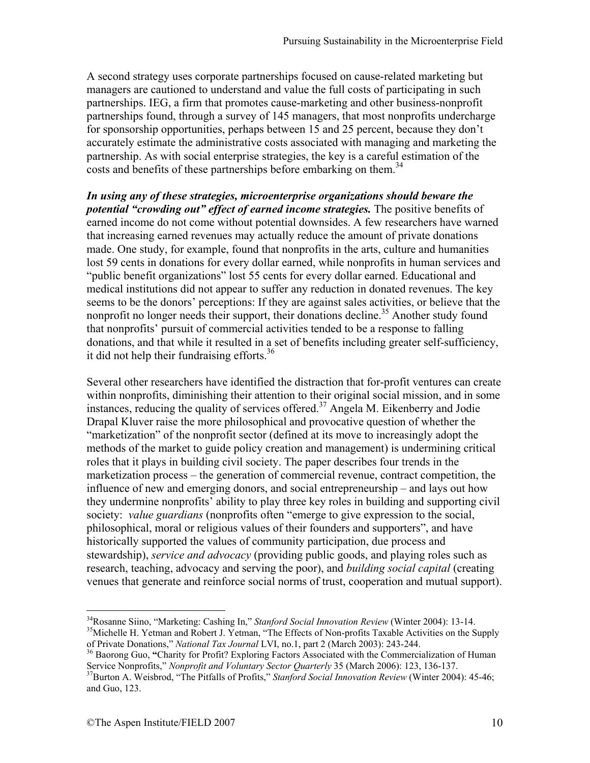A second strategy uses corporate partnerships focused on cause-related marketing but managers are cautioned to understand and value the full costs of participating in such partnerships. IEG, a firm that promotes cause-marketing and other business-nonprofit partnerships found, through a survey of 145 managers, that most nonprofits undercharge for sponsorship opportunities, perhaps between 15 and 25 percent, because they don't accurately estimate the administrative costs associated with managing and marketing the partnership. As with social enterprise strategies, the key is a careful estimation of the costs and benefits of these partnerships before embarking on them.[34]

***In using any of these strategies, microenterprise organizations should beware the potential "crowding out" effect of earned income strategies.*** The positive benefits of earned income do not come without potential downsides. A few researchers have warned that increasing earned revenues may actually reduce the amount of private donations made. One study, for example, found that nonprofits in the arts, culture and humanities lost 59 cents in donations for every dollar earned, while nonprofits in human services and "public benefit organizations" lost 55 cents for every dollar earned. Educational and medical institutions did not appear to suffer any reduction in donated revenues. The key seems to be the donors' perceptions: If they are against sales activities, or believe that the nonprofit no longer needs their support, their donations decline.[35] Another study found that nonprofits' pursuit of commercial activities tended to be a response to falling donations, and that while it resulted in a set of benefits including greater self-sufficiency, it did not help their fundraising efforts.[36]

Several other researchers have identified the distraction that for-profit ventures can create within nonprofits, diminishing their attention to their original social mission, and in some instances, reducing the quality of services offered.[37] Angela M. Eikenberry and Jodie Drapal Kluver raise the more philosophical and provocative question of whether the "marketization" of the nonprofit sector (defined at its move to increasingly adopt the methods of the market to guide policy creation and management) is undermining critical roles that it plays in building civil society. The paper describes four trends in the marketization process – the generation of commercial revenue, contract competition, the influence of new and emerging donors, and social entrepreneurship – and lays out how they undermine nonprofits' ability to play three key roles in building and supporting civil society: *value guardians* (nonprofits often "emerge to give expression to the social, philosophical, moral or religious values of their founders and supporters", and have historically supported the values of community participation, due process and stewardship), *service and advocacy* (providing public goods, and playing roles such as research, teaching, advocacy and serving the poor), and *building social capital* (creating venues that generate and reinforce social norms of trust, cooperation and mutual support).

---

[34] Rosanne Siino, "Marketing: Cashing In," *Stanford Social Innovation Review* (Winter 2004): 13-14.

[35] Michelle H. Yetman and Robert J. Yetman, "The Effects of Non-profits Taxable Activities on the Supply of Private Donations," *National Tax Journal* LVI, no.1, part 2 (March 2003): 243-244.

[36] Baorong Guo, **"**Charity for Profit? Exploring Factors Associated with the Commercialization of Human Service Nonprofits," *Nonprofit and Voluntary Sector Quarterly* 35 (March 2006): 123, 136-137.

[37] Burton A. Weisbrod, "The Pitfalls of Profits," *Stanford Social Innovation Review* (Winter 2004): 45-46; and Guo, 123.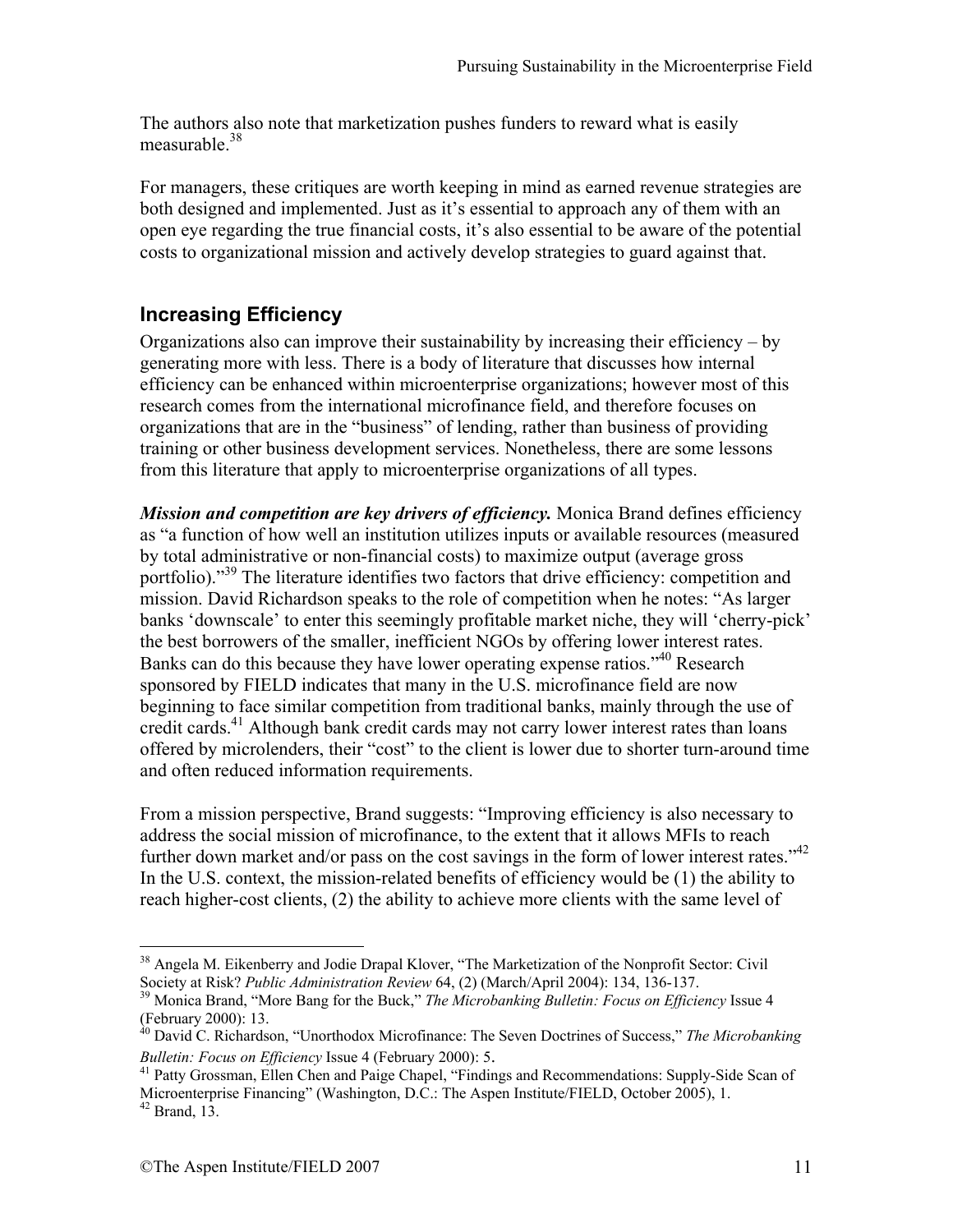The authors also note that marketization pushes funders to reward what is easily measurable.[38]

For managers, these critiques are worth keeping in mind as earned revenue strategies are both designed and implemented. Just as it's essential to approach any of them with an open eye regarding the true financial costs, it's also essential to be aware of the potential costs to organizational mission and actively develop strategies to guard against that.

## Increasing Efficiency

Organizations also can improve their sustainability by increasing their efficiency – by generating more with less. There is a body of literature that discusses how internal efficiency can be enhanced within microenterprise organizations; however most of this research comes from the international microfinance field, and therefore focuses on organizations that are in the "business" of lending, rather than business of providing training or other business development services. Nonetheless, there are some lessons from this literature that apply to microenterprise organizations of all types.

***Mission and competition are key drivers of efficiency.*** Monica Brand defines efficiency as "a function of how well an institution utilizes inputs or available resources (measured by total administrative or non-financial costs) to maximize output (average gross portfolio)."[39] The literature identifies two factors that drive efficiency: competition and mission. David Richardson speaks to the role of competition when he notes: "As larger banks 'downscale' to enter this seemingly profitable market niche, they will 'cherry-pick' the best borrowers of the smaller, inefficient NGOs by offering lower interest rates. Banks can do this because they have lower operating expense ratios."[40] Research sponsored by FIELD indicates that many in the U.S. microfinance field are now beginning to face similar competition from traditional banks, mainly through the use of credit cards.[41] Although bank credit cards may not carry lower interest rates than loans offered by microlenders, their "cost" to the client is lower due to shorter turn-around time and often reduced information requirements.

From a mission perspective, Brand suggests: "Improving efficiency is also necessary to address the social mission of microfinance, to the extent that it allows MFIs to reach further down market and/or pass on the cost savings in the form of lower interest rates."[42] In the U.S. context, the mission-related benefits of efficiency would be (1) the ability to reach higher-cost clients, (2) the ability to achieve more clients with the same level of

---

[38] Angela M. Eikenberry and Jodie Drapal Klover, "The Marketization of the Nonprofit Sector: Civil Society at Risk? *Public Administration Review* 64, (2) (March/April 2004): 134, 136-137.

[39] Monica Brand, "More Bang for the Buck," *The Microbanking Bulletin: Focus on Efficiency* Issue 4 (February 2000): 13.

[40] David C. Richardson, "Unorthodox Microfinance: The Seven Doctrines of Success," *The Microbanking Bulletin: Focus on Efficiency* Issue 4 (February 2000): 5.

[41] Patty Grossman, Ellen Chen and Paige Chapel, "Findings and Recommendations: Supply-Side Scan of Microenterprise Financing" (Washington, D.C.: The Aspen Institute/FIELD, October 2005), 1.

[42] Brand, 13.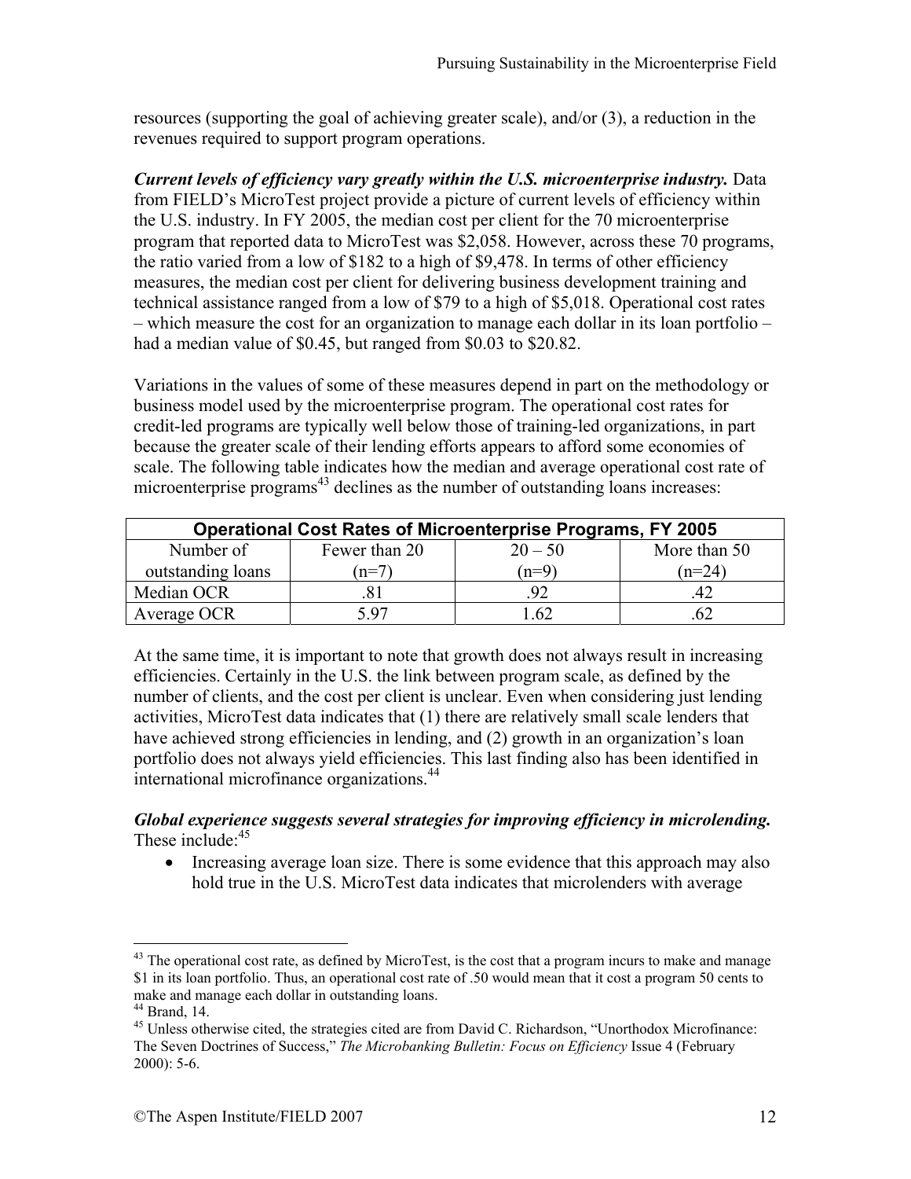resources (supporting the goal of achieving greater scale), and/or (3), a reduction in the revenues required to support program operations.

***Current levels of efficiency vary greatly within the U.S. microenterprise industry.*** Data from FIELD's MicroTest project provide a picture of current levels of efficiency within the U.S. industry. In FY 2005, the median cost per client for the 70 microenterprise program that reported data to MicroTest was $2,058. However, across these 70 programs, the ratio varied from a low of $182 to a high of $9,478. In terms of other efficiency measures, the median cost per client for delivering business development training and technical assistance ranged from a low of $79 to a high of $5,018. Operational cost rates – which measure the cost for an organization to manage each dollar in its loan portfolio – had a median value of $0.45, but ranged from $0.03 to $20.82.

Variations in the values of some of these measures depend in part on the methodology or business model used by the microenterprise program. The operational cost rates for credit-led programs are typically well below those of training-led organizations, in part because the greater scale of their lending efforts appears to afford some economies of scale. The following table indicates how the median and average operational cost rate of microenterprise programs[43] declines as the number of outstanding loans increases:

| Operational Cost Rates of Microenterprise Programs, FY 2005 | | | |
|---|---|---|---|
| Number of outstanding loans | Fewer than 20 (n=7) | 20 – 50 (n=9) | More than 50 (n=24) |
| Median OCR | .81 | .92 | .42 |
| Average OCR | 5.97 | 1.62 | .62 |

At the same time, it is important to note that growth does not always result in increasing efficiencies. Certainly in the U.S. the link between program scale, as defined by the number of clients, and the cost per client is unclear. Even when considering just lending activities, MicroTest data indicates that (1) there are relatively small scale lenders that have achieved strong efficiencies in lending, and (2) growth in an organization's loan portfolio does not always yield efficiencies. This last finding also has been identified in international microfinance organizations.[44]

***Global experience suggests several strategies for improving efficiency in microlending.*** These include:[45]

- Increasing average loan size. There is some evidence that this approach may also hold true in the U.S. MicroTest data indicates that microlenders with average

---

[43] The operational cost rate, as defined by MicroTest, is the cost that a program incurs to make and manage $1 in its loan portfolio. Thus, an operational cost rate of .50 would mean that it cost a program 50 cents to make and manage each dollar in outstanding loans.

[44] Brand, 14.

[45] Unless otherwise cited, the strategies cited are from David C. Richardson, "Unorthodox Microfinance: The Seven Doctrines of Success," *The Microbanking Bulletin: Focus on Efficiency* Issue 4 (February 2000): 5-6.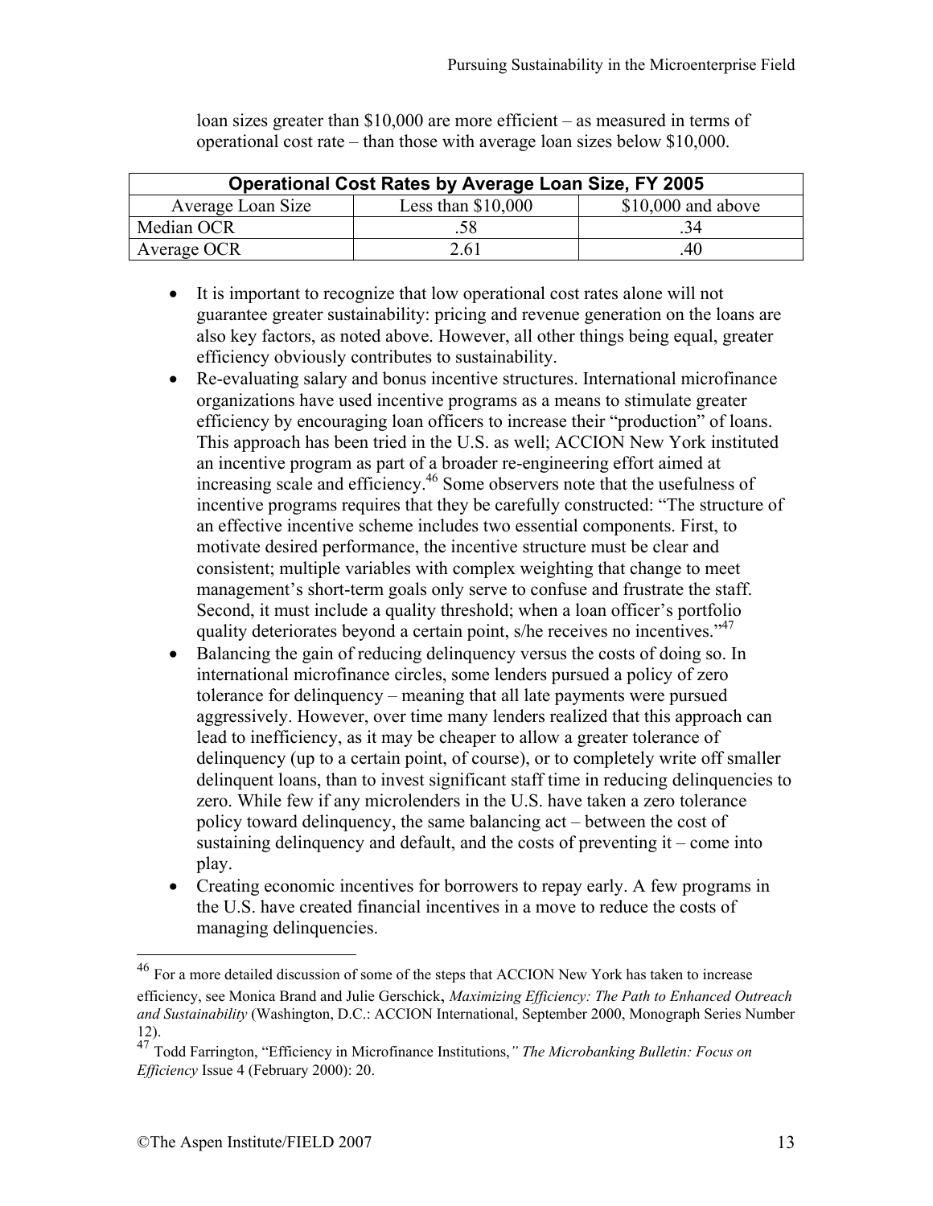loan sizes greater than $10,000 are more efficient – as measured in terms of operational cost rate – than those with average loan sizes below $10,000.

| **Operational Cost Rates by Average Loan Size, FY 2005** | | |
|---|---|---|
| Average Loan Size | Less than $10,000 | $10,000 and above |
| Median OCR | .58 | .34 |
| Average OCR | 2.61 | .40 |

- It is important to recognize that low operational cost rates alone will not guarantee greater sustainability: pricing and revenue generation on the loans are also key factors, as noted above. However, all other things being equal, greater efficiency obviously contributes to sustainability.
- Re-evaluating salary and bonus incentive structures. International microfinance organizations have used incentive programs as a means to stimulate greater efficiency by encouraging loan officers to increase their "production" of loans. This approach has been tried in the U.S. as well; ACCION New York instituted an incentive program as part of a broader re-engineering effort aimed at increasing scale and efficiency.[46] Some observers note that the usefulness of incentive programs requires that they be carefully constructed: "The structure of an effective incentive scheme includes two essential components. First, to motivate desired performance, the incentive structure must be clear and consistent; multiple variables with complex weighting that change to meet management's short-term goals only serve to confuse and frustrate the staff. Second, it must include a quality threshold; when a loan officer's portfolio quality deteriorates beyond a certain point, s/he receives no incentives."[47]
- Balancing the gain of reducing delinquency versus the costs of doing so. In international microfinance circles, some lenders pursued a policy of zero tolerance for delinquency – meaning that all late payments were pursued aggressively. However, over time many lenders realized that this approach can lead to inefficiency, as it may be cheaper to allow a greater tolerance of delinquency (up to a certain point, of course), or to completely write off smaller delinquent loans, than to invest significant staff time in reducing delinquencies to zero. While few if any microlenders in the U.S. have taken a zero tolerance policy toward delinquency, the same balancing act – between the cost of sustaining delinquency and default, and the costs of preventing it – come into play.
- Creating economic incentives for borrowers to repay early. A few programs in the U.S. have created financial incentives in a move to reduce the costs of managing delinquencies.

---

[46] For a more detailed discussion of some of the steps that ACCION New York has taken to increase efficiency, see Monica Brand and Julie Gerschick, *Maximizing Efficiency: The Path to Enhanced Outreach and Sustainability* (Washington, D.C.: ACCION International, September 2000, Monograph Series Number 12).

[47] Todd Farrington, "Efficiency in Microfinance Institutions,*" The Microbanking Bulletin: Focus on Efficiency* Issue 4 (February 2000): 20.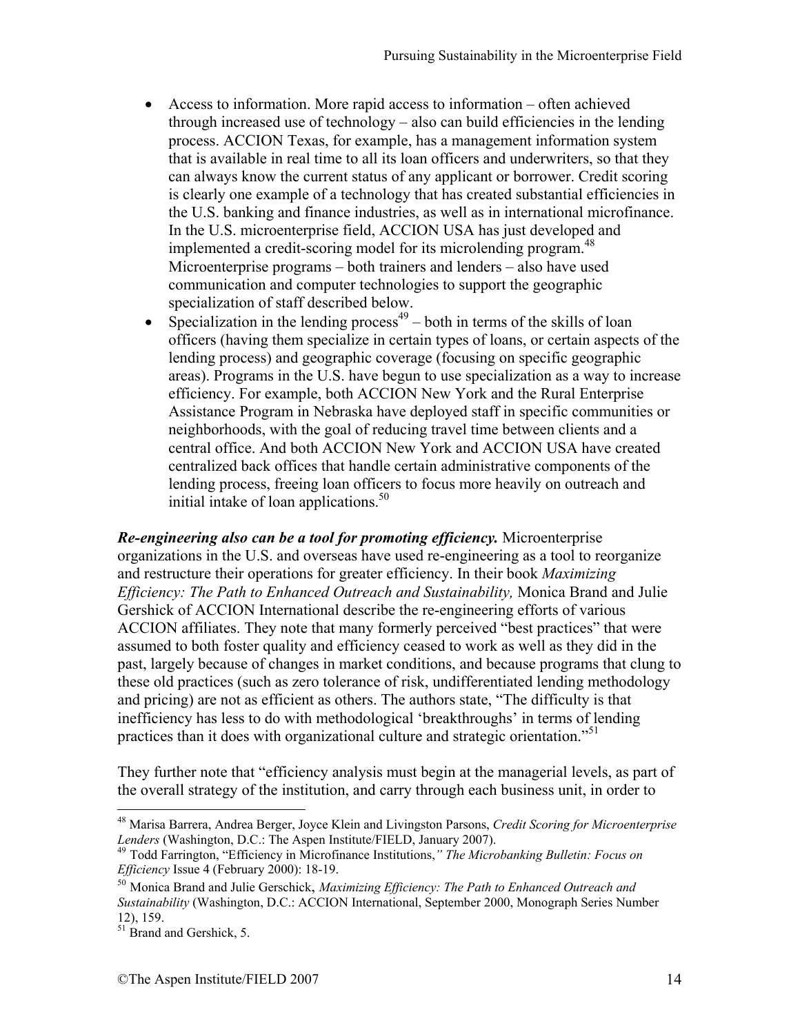- Access to information. More rapid access to information – often achieved through increased use of technology – also can build efficiencies in the lending process. ACCION Texas, for example, has a management information system that is available in real time to all its loan officers and underwriters, so that they can always know the current status of any applicant or borrower. Credit scoring is clearly one example of a technology that has created substantial efficiencies in the U.S. banking and finance industries, as well as in international microfinance. In the U.S. microenterprise field, ACCION USA has just developed and implemented a credit-scoring model for its microlending program.[48] Microenterprise programs – both trainers and lenders – also have used communication and computer technologies to support the geographic specialization of staff described below.
- Specialization in the lending process[49] – both in terms of the skills of loan officers (having them specialize in certain types of loans, or certain aspects of the lending process) and geographic coverage (focusing on specific geographic areas). Programs in the U.S. have begun to use specialization as a way to increase efficiency. For example, both ACCION New York and the Rural Enterprise Assistance Program in Nebraska have deployed staff in specific communities or neighborhoods, with the goal of reducing travel time between clients and a central office. And both ACCION New York and ACCION USA have created centralized back offices that handle certain administrative components of the lending process, freeing loan officers to focus more heavily on outreach and initial intake of loan applications.[50]

***Re-engineering also can be a tool for promoting efficiency.*** Microenterprise organizations in the U.S. and overseas have used re-engineering as a tool to reorganize and restructure their operations for greater efficiency. In their book *Maximizing Efficiency: The Path to Enhanced Outreach and Sustainability,* Monica Brand and Julie Gershick of ACCION International describe the re-engineering efforts of various ACCION affiliates. They note that many formerly perceived "best practices" that were assumed to both foster quality and efficiency ceased to work as well as they did in the past, largely because of changes in market conditions, and because programs that clung to these old practices (such as zero tolerance of risk, undifferentiated lending methodology and pricing) are not as efficient as others. The authors state, "The difficulty is that inefficiency has less to do with methodological 'breakthroughs' in terms of lending practices than it does with organizational culture and strategic orientation."[51]

They further note that "efficiency analysis must begin at the managerial levels, as part of the overall strategy of the institution, and carry through each business unit, in order to

---

[48] Marisa Barrera, Andrea Berger, Joyce Klein and Livingston Parsons, *Credit Scoring for Microenterprise Lenders* (Washington, D.C.: The Aspen Institute/FIELD, January 2007).

[49] Todd Farrington, "Efficiency in Microfinance Institutions,*" The Microbanking Bulletin: Focus on Efficiency* Issue 4 (February 2000): 18-19.

[50] Monica Brand and Julie Gerschick, *Maximizing Efficiency: The Path to Enhanced Outreach and Sustainability* (Washington, D.C.: ACCION International, September 2000, Monograph Series Number 12), 159.

[51] Brand and Gershick, 5.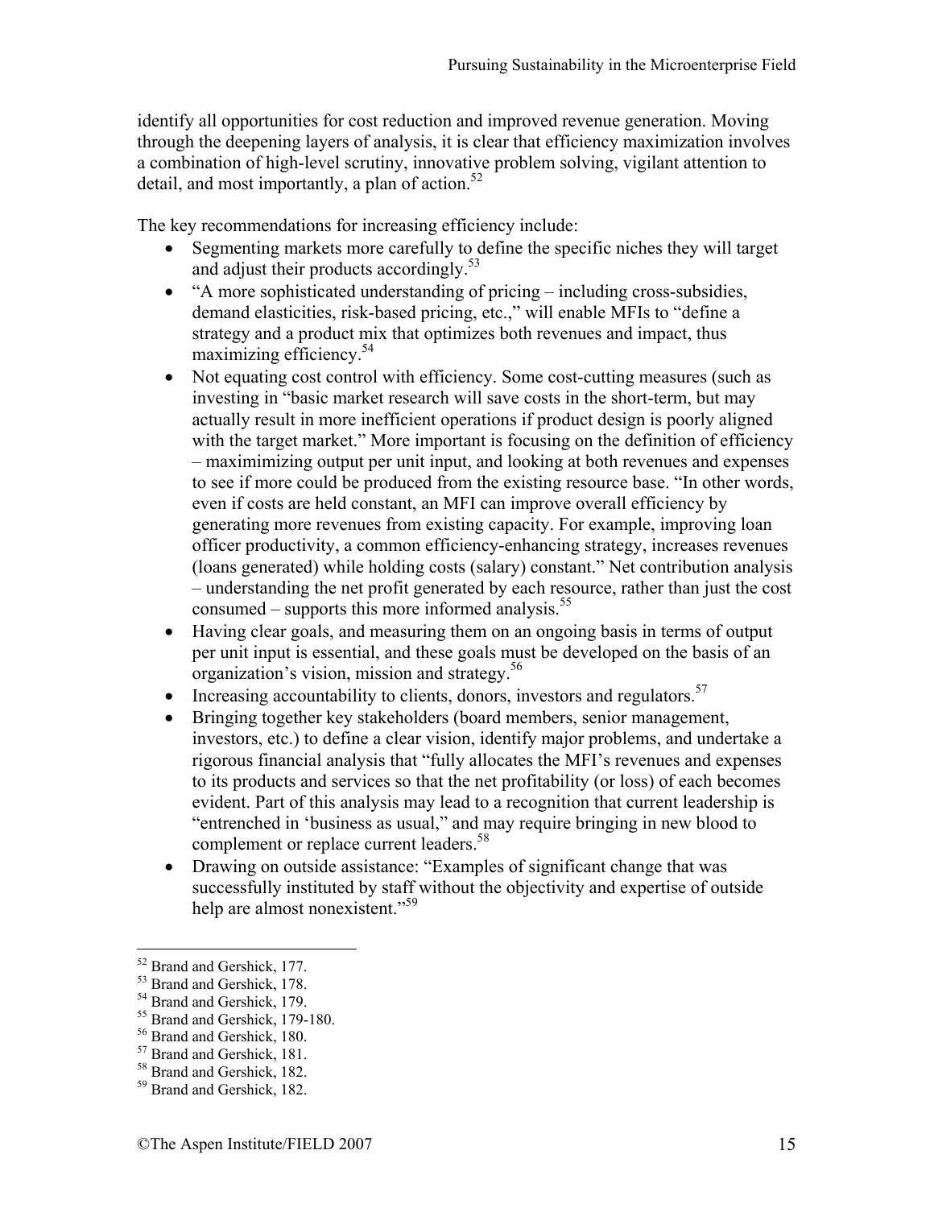identify all opportunities for cost reduction and improved revenue generation. Moving through the deepening layers of analysis, it is clear that efficiency maximization involves a combination of high-level scrutiny, innovative problem solving, vigilant attention to detail, and most importantly, a plan of action.[52]

The key recommendations for increasing efficiency include:

- Segmenting markets more carefully to define the specific niches they will target and adjust their products accordingly.[53]
- "A more sophisticated understanding of pricing – including cross-subsidies, demand elasticities, risk-based pricing, etc.," will enable MFIs to "define a strategy and a product mix that optimizes both revenues and impact, thus maximizing efficiency.[54]
- Not equating cost control with efficiency. Some cost-cutting measures (such as investing in "basic market research will save costs in the short-term, but may actually result in more inefficient operations if product design is poorly aligned with the target market." More important is focusing on the definition of efficiency – maximimizing output per unit input, and looking at both revenues and expenses to see if more could be produced from the existing resource base. "In other words, even if costs are held constant, an MFI can improve overall efficiency by generating more revenues from existing capacity. For example, improving loan officer productivity, a common efficiency-enhancing strategy, increases revenues (loans generated) while holding costs (salary) constant." Net contribution analysis – understanding the net profit generated by each resource, rather than just the cost consumed – supports this more informed analysis.[55]
- Having clear goals, and measuring them on an ongoing basis in terms of output per unit input is essential, and these goals must be developed on the basis of an organization's vision, mission and strategy.[56]
- Increasing accountability to clients, donors, investors and regulators.[57]
- Bringing together key stakeholders (board members, senior management, investors, etc.) to define a clear vision, identify major problems, and undertake a rigorous financial analysis that "fully allocates the MFI's revenues and expenses to its products and services so that the net profitability (or loss) of each becomes evident. Part of this analysis may lead to a recognition that current leadership is "entrenched in 'business as usual," and may require bringing in new blood to complement or replace current leaders.[58]
- Drawing on outside assistance: "Examples of significant change that was successfully instituted by staff without the objectivity and expertise of outside help are almost nonexistent."[59]

---

[52] Brand and Gershick, 177.
[53] Brand and Gershick, 178.
[54] Brand and Gershick, 179.
[55] Brand and Gershick, 179-180.
[56] Brand and Gershick, 180.
[57] Brand and Gershick, 181.
[58] Brand and Gershick, 182.
[59] Brand and Gershick, 182.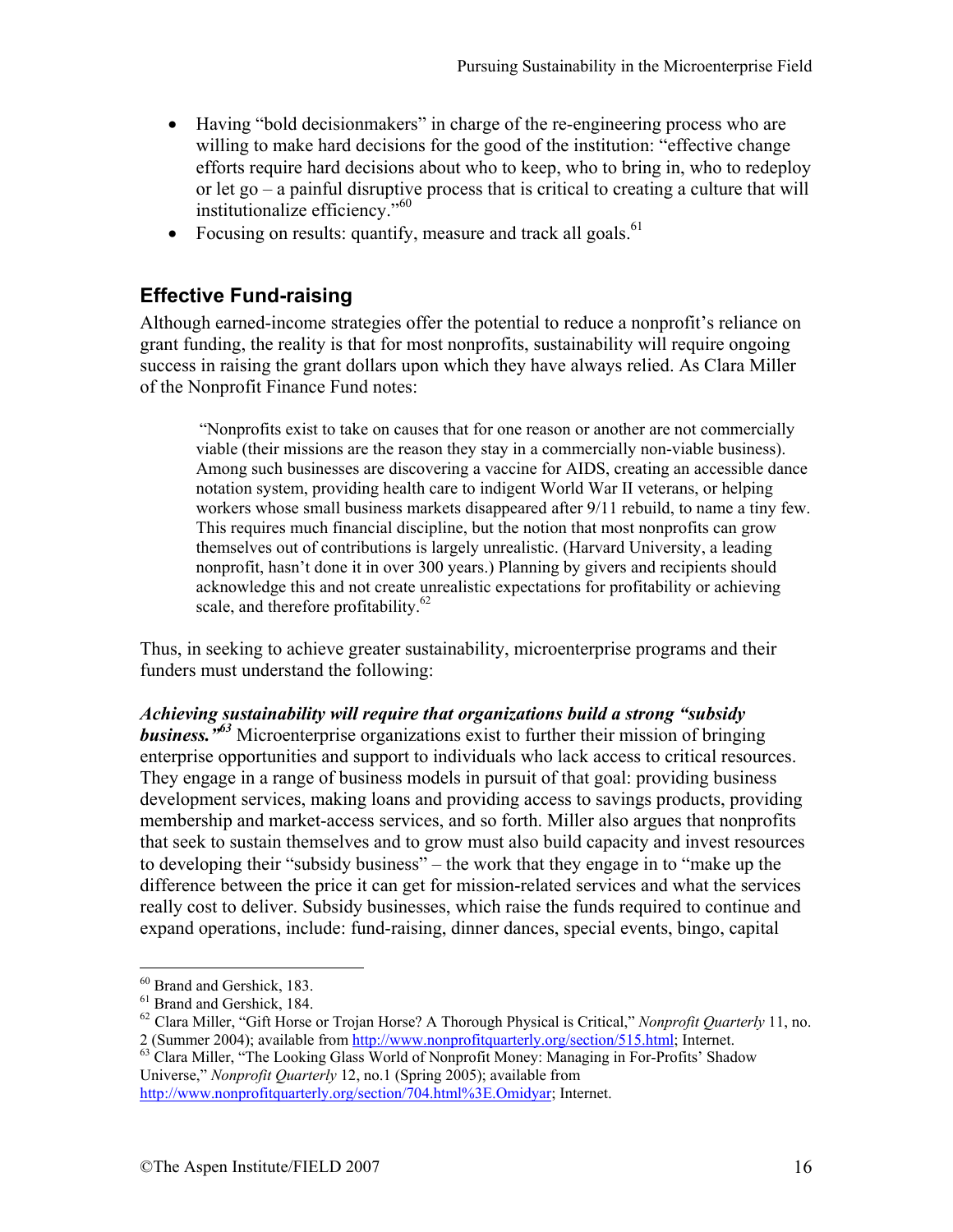- Having "bold decisionmakers" in charge of the re-engineering process who are willing to make hard decisions for the good of the institution: "effective change efforts require hard decisions about who to keep, who to bring in, who to redeploy or let go – a painful disruptive process that is critical to creating a culture that will institutionalize efficiency."[60]
- Focusing on results: quantify, measure and track all goals.[61]

## Effective Fund-raising

Although earned-income strategies offer the potential to reduce a nonprofit's reliance on grant funding, the reality is that for most nonprofits, sustainability will require ongoing success in raising the grant dollars upon which they have always relied. As Clara Miller of the Nonprofit Finance Fund notes:

> "Nonprofits exist to take on causes that for one reason or another are not commercially viable (their missions are the reason they stay in a commercially non-viable business). Among such businesses are discovering a vaccine for AIDS, creating an accessible dance notation system, providing health care to indigent World War II veterans, or helping workers whose small business markets disappeared after 9/11 rebuild, to name a tiny few. This requires much financial discipline, but the notion that most nonprofits can grow themselves out of contributions is largely unrealistic. (Harvard University, a leading nonprofit, hasn't done it in over 300 years.) Planning by givers and recipients should acknowledge this and not create unrealistic expectations for profitability or achieving scale, and therefore profitability.[62]

Thus, in seeking to achieve greater sustainability, microenterprise programs and their funders must understand the following:

***Achieving sustainability will require that organizations build a strong "subsidy business."***[63] Microenterprise organizations exist to further their mission of bringing enterprise opportunities and support to individuals who lack access to critical resources. They engage in a range of business models in pursuit of that goal: providing business development services, making loans and providing access to savings products, providing membership and market-access services, and so forth. Miller also argues that nonprofits that seek to sustain themselves and to grow must also build capacity and invest resources to developing their "subsidy business" – the work that they engage in to "make up the difference between the price it can get for mission-related services and what the services really cost to deliver. Subsidy businesses, which raise the funds required to continue and expand operations, include: fund-raising, dinner dances, special events, bingo, capital

---

[60] Brand and Gershick, 183.

[61] Brand and Gershick, 184.

[62] Clara Miller, "Gift Horse or Trojan Horse? A Thorough Physical is Critical," *Nonprofit Quarterly* 11, no. 2 (Summer 2004); available from http://www.nonprofitquarterly.org/section/515.html; Internet.

[63] Clara Miller, "The Looking Glass World of Nonprofit Money: Managing in For-Profits' Shadow Universe," *Nonprofit Quarterly* 12, no.1 (Spring 2005); available from http://www.nonprofitquarterly.org/section/704.html%3E.Omidyar; Internet.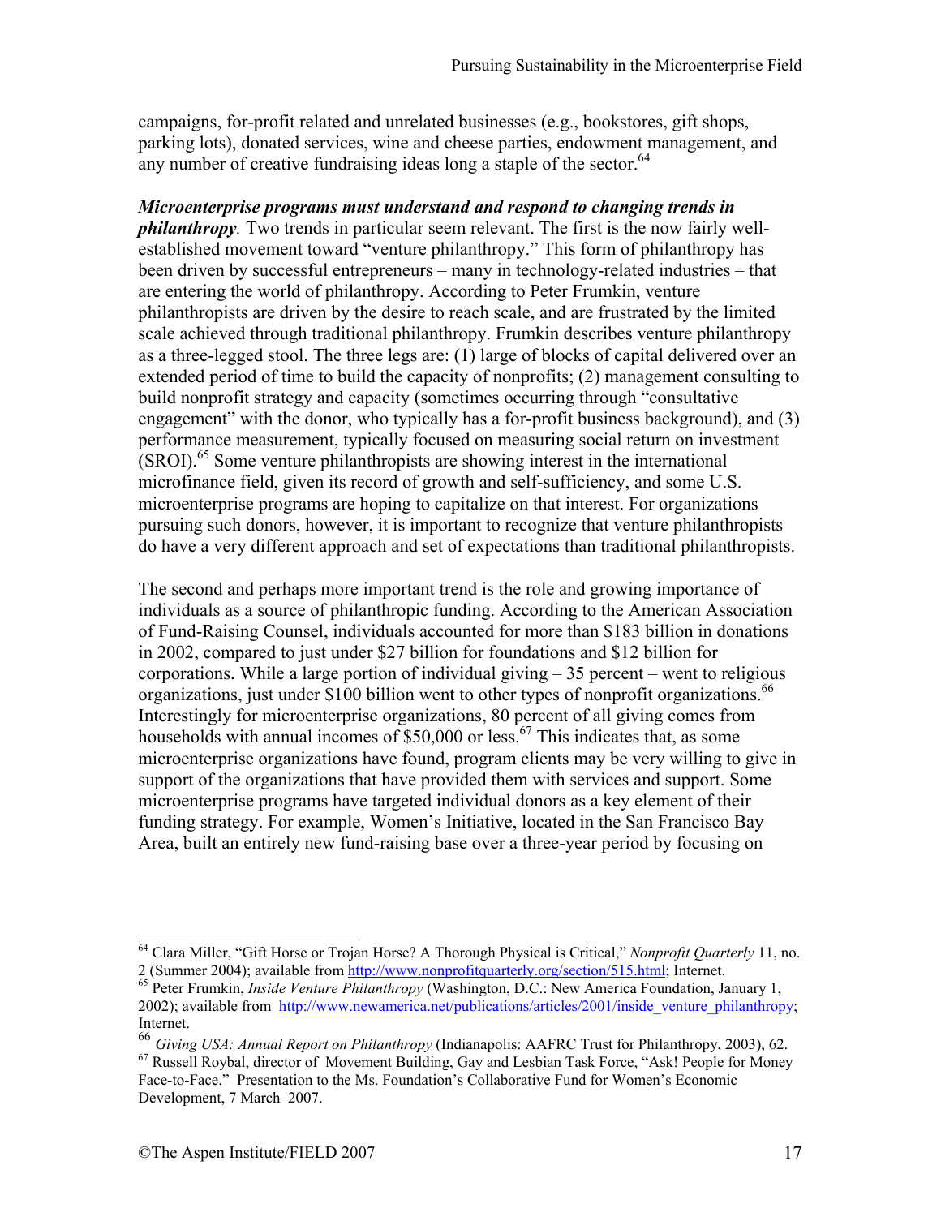campaigns, for-profit related and unrelated businesses (e.g., bookstores, gift shops, parking lots), donated services, wine and cheese parties, endowment management, and any number of creative fundraising ideas long a staple of the sector.[64]

***Microenterprise programs must understand and respond to changing trends in philanthropy.*** Two trends in particular seem relevant. The first is the now fairly well-established movement toward "venture philanthropy." This form of philanthropy has been driven by successful entrepreneurs – many in technology-related industries – that are entering the world of philanthropy. According to Peter Frumkin, venture philanthropists are driven by the desire to reach scale, and are frustrated by the limited scale achieved through traditional philanthropy. Frumkin describes venture philanthropy as a three-legged stool. The three legs are: (1) large of blocks of capital delivered over an extended period of time to build the capacity of nonprofits; (2) management consulting to build nonprofit strategy and capacity (sometimes occurring through "consultative engagement" with the donor, who typically has a for-profit business background), and (3) performance measurement, typically focused on measuring social return on investment (SROI).[65] Some venture philanthropists are showing interest in the international microfinance field, given its record of growth and self-sufficiency, and some U.S. microenterprise programs are hoping to capitalize on that interest. For organizations pursuing such donors, however, it is important to recognize that venture philanthropists do have a very different approach and set of expectations than traditional philanthropists.

The second and perhaps more important trend is the role and growing importance of individuals as a source of philanthropic funding. According to the American Association of Fund-Raising Counsel, individuals accounted for more than $183 billion in donations in 2002, compared to just under $27 billion for foundations and $12 billion for corporations. While a large portion of individual giving – 35 percent – went to religious organizations, just under $100 billion went to other types of nonprofit organizations.[66] Interestingly for microenterprise organizations, 80 percent of all giving comes from households with annual incomes of $50,000 or less.[67] This indicates that, as some microenterprise organizations have found, program clients may be very willing to give in support of the organizations that have provided them with services and support. Some microenterprise programs have targeted individual donors as a key element of their funding strategy. For example, Women's Initiative, located in the San Francisco Bay Area, built an entirely new fund-raising base over a three-year period by focusing on

---

[64] Clara Miller, "Gift Horse or Trojan Horse? A Thorough Physical is Critical," *Nonprofit Quarterly* 11, no. 2 (Summer 2004); available from http://www.nonprofitquarterly.org/section/515.html; Internet.

[65] Peter Frumkin, *Inside Venture Philanthropy* (Washington, D.C.: New America Foundation, January 1, 2002); available from http://www.newamerica.net/publications/articles/2001/inside_venture_philanthropy; Internet.

[66] *Giving USA: Annual Report on Philanthropy* (Indianapolis: AAFRC Trust for Philanthropy, 2003), 62.

[67] Russell Roybal, director of Movement Building, Gay and Lesbian Task Force, "Ask! People for Money Face-to-Face." Presentation to the Ms. Foundation's Collaborative Fund for Women's Economic Development, 7 March 2007.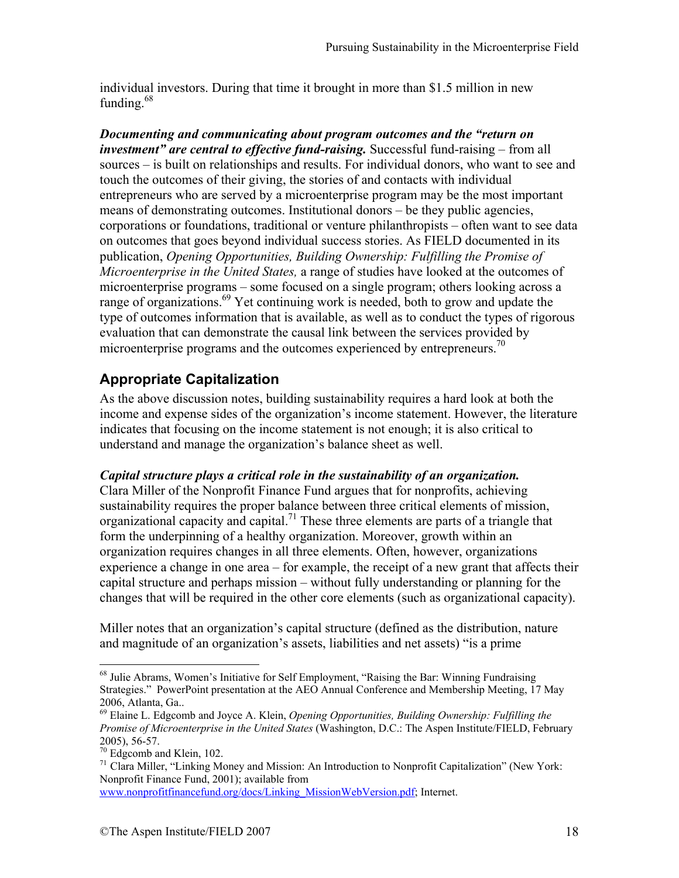individual investors. During that time it brought in more than $1.5 million in new funding.[68]

***Documenting and communicating about program outcomes and the "return on investment" are central to effective fund-raising.*** Successful fund-raising – from all sources – is built on relationships and results. For individual donors, who want to see and touch the outcomes of their giving, the stories of and contacts with individual entrepreneurs who are served by a microenterprise program may be the most important means of demonstrating outcomes. Institutional donors – be they public agencies, corporations or foundations, traditional or venture philanthropists – often want to see data on outcomes that goes beyond individual success stories. As FIELD documented in its publication, *Opening Opportunities, Building Ownership: Fulfilling the Promise of Microenterprise in the United States,* a range of studies have looked at the outcomes of microenterprise programs – some focused on a single program; others looking across a range of organizations.[69] Yet continuing work is needed, both to grow and update the type of outcomes information that is available, as well as to conduct the types of rigorous evaluation that can demonstrate the causal link between the services provided by microenterprise programs and the outcomes experienced by entrepreneurs.[70]

## Appropriate Capitalization

As the above discussion notes, building sustainability requires a hard look at both the income and expense sides of the organization's income statement. However, the literature indicates that focusing on the income statement is not enough; it is also critical to understand and manage the organization's balance sheet as well.

***Capital structure plays a critical role in the sustainability of an organization.*** Clara Miller of the Nonprofit Finance Fund argues that for nonprofits, achieving sustainability requires the proper balance between three critical elements of mission, organizational capacity and capital.[71] These three elements are parts of a triangle that form the underpinning of a healthy organization. Moreover, growth within an organization requires changes in all three elements. Often, however, organizations experience a change in one area – for example, the receipt of a new grant that affects their capital structure and perhaps mission – without fully understanding or planning for the changes that will be required in the other core elements (such as organizational capacity).

Miller notes that an organization's capital structure (defined as the distribution, nature and magnitude of an organization's assets, liabilities and net assets) "is a prime

---

[68] Julie Abrams, Women's Initiative for Self Employment, "Raising the Bar: Winning Fundraising Strategies." PowerPoint presentation at the AEO Annual Conference and Membership Meeting, 17 May 2006, Atlanta, Ga..

[69] Elaine L. Edgcomb and Joyce A. Klein, *Opening Opportunities, Building Ownership: Fulfilling the Promise of Microenterprise in the United States* (Washington, D.C.: The Aspen Institute/FIELD, February 2005), 56-57.

[70] Edgcomb and Klein, 102.

[71] Clara Miller, "Linking Money and Mission: An Introduction to Nonprofit Capitalization" (New York: Nonprofit Finance Fund, 2001); available from www.nonprofitfinancefund.org/docs/Linking_MissionWebVersion.pdf; Internet.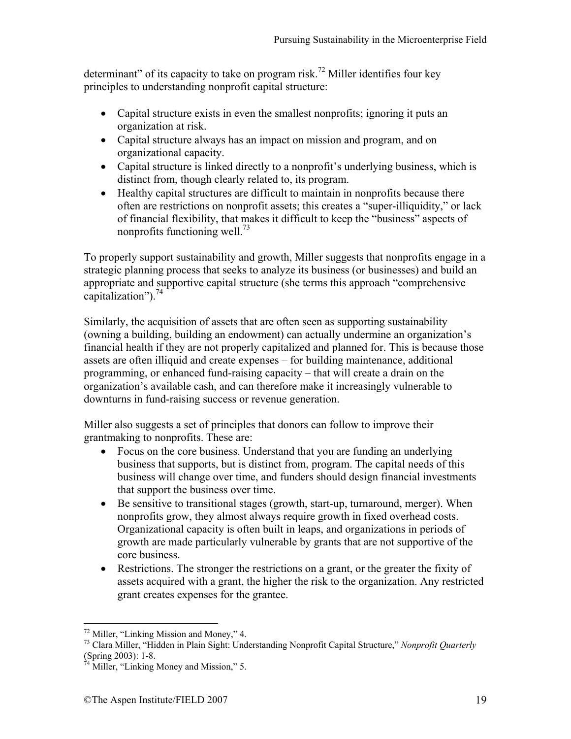determinant" of its capacity to take on program risk.[72] Miller identifies four key principles to understanding nonprofit capital structure:

- Capital structure exists in even the smallest nonprofits; ignoring it puts an organization at risk.
- Capital structure always has an impact on mission and program, and on organizational capacity.
- Capital structure is linked directly to a nonprofit's underlying business, which is distinct from, though clearly related to, its program.
- Healthy capital structures are difficult to maintain in nonprofits because there often are restrictions on nonprofit assets; this creates a "super-illiquidity," or lack of financial flexibility, that makes it difficult to keep the "business" aspects of nonprofits functioning well.[73]

To properly support sustainability and growth, Miller suggests that nonprofits engage in a strategic planning process that seeks to analyze its business (or businesses) and build an appropriate and supportive capital structure (she terms this approach "comprehensive capitalization").[74]

Similarly, the acquisition of assets that are often seen as supporting sustainability (owning a building, building an endowment) can actually undermine an organization's financial health if they are not properly capitalized and planned for. This is because those assets are often illiquid and create expenses – for building maintenance, additional programming, or enhanced fund-raising capacity – that will create a drain on the organization's available cash, and can therefore make it increasingly vulnerable to downturns in fund-raising success or revenue generation.

Miller also suggests a set of principles that donors can follow to improve their grantmaking to nonprofits. These are:

- Focus on the core business. Understand that you are funding an underlying business that supports, but is distinct from, program. The capital needs of this business will change over time, and funders should design financial investments that support the business over time.
- Be sensitive to transitional stages (growth, start-up, turnaround, merger). When nonprofits grow, they almost always require growth in fixed overhead costs. Organizational capacity is often built in leaps, and organizations in periods of growth are made particularly vulnerable by grants that are not supportive of the core business.
- Restrictions. The stronger the restrictions on a grant, or the greater the fixity of assets acquired with a grant, the higher the risk to the organization. Any restricted grant creates expenses for the grantee.

---

[72] Miller, "Linking Mission and Money," 4.

[73] Clara Miller, "Hidden in Plain Sight: Understanding Nonprofit Capital Structure," *Nonprofit Quarterly* (Spring 2003): 1-8.

[74] Miller, "Linking Money and Mission," 5.

©The Aspen Institute/FIELD 2007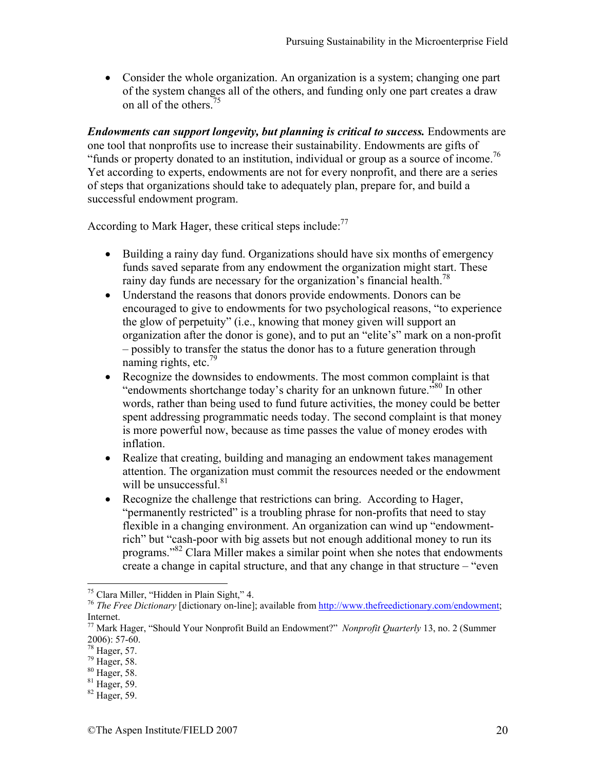- Consider the whole organization. An organization is a system; changing one part of the system changes all of the others, and funding only one part creates a draw on all of the others.[75]

***Endowments can support longevity, but planning is critical to success.*** Endowments are one tool that nonprofits use to increase their sustainability. Endowments are gifts of "funds or property donated to an institution, individual or group as a source of income.[76] Yet according to experts, endowments are not for every nonprofit, and there are a series of steps that organizations should take to adequately plan, prepare for, and build a successful endowment program.

According to Mark Hager, these critical steps include:[77]

- Building a rainy day fund. Organizations should have six months of emergency funds saved separate from any endowment the organization might start. These rainy day funds are necessary for the organization's financial health.[78]
- Understand the reasons that donors provide endowments. Donors can be encouraged to give to endowments for two psychological reasons, "to experience the glow of perpetuity" (i.e., knowing that money given will support an organization after the donor is gone), and to put an "elite's" mark on a non-profit – possibly to transfer the status the donor has to a future generation through naming rights, etc.[79]
- Recognize the downsides to endowments. The most common complaint is that "endowments shortchange today's charity for an unknown future."[80] In other words, rather than being used to fund future activities, the money could be better spent addressing programmatic needs today. The second complaint is that money is more powerful now, because as time passes the value of money erodes with inflation.
- Realize that creating, building and managing an endowment takes management attention. The organization must commit the resources needed or the endowment will be unsuccessful.[81]
- Recognize the challenge that restrictions can bring. According to Hager, "permanently restricted" is a troubling phrase for non-profits that need to stay flexible in a changing environment. An organization can wind up "endowment-rich" but "cash-poor with big assets but not enough additional money to run its programs."[82] Clara Miller makes a similar point when she notes that endowments create a change in capital structure, and that any change in that structure – "even

---

[75] Clara Miller, "Hidden in Plain Sight," 4.
[76] *The Free Dictionary* [dictionary on-line]; available from http://www.thefreedictionary.com/endowment; Internet.
[77] Mark Hager, "Should Your Nonprofit Build an Endowment?" *Nonprofit Quarterly* 13, no. 2 (Summer 2006): 57-60.
[78] Hager, 57.
[79] Hager, 58.
[80] Hager, 58.
[81] Hager, 59.
[82] Hager, 59.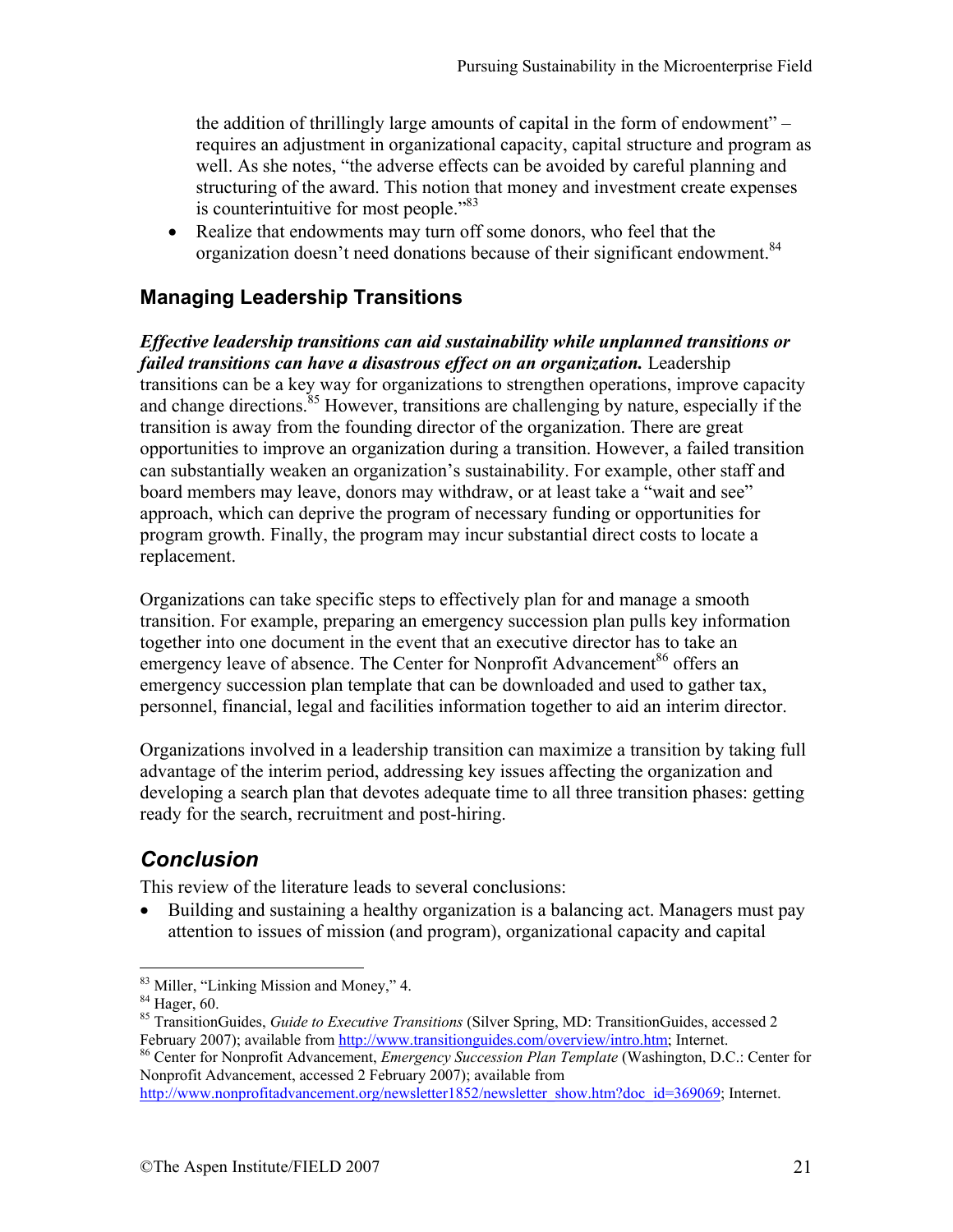the addition of thrillingly large amounts of capital in the form of endowment" – requires an adjustment in organizational capacity, capital structure and program as well. As she notes, "the adverse effects can be avoided by careful planning and structuring of the award. This notion that money and investment create expenses is counterintuitive for most people."[83]

- Realize that endowments may turn off some donors, who feel that the organization doesn't need donations because of their significant endowment.[84]

## Managing Leadership Transitions

***Effective leadership transitions can aid sustainability while unplanned transitions or failed transitions can have a disastrous effect on an organization.*** Leadership transitions can be a key way for organizations to strengthen operations, improve capacity and change directions.[85] However, transitions are challenging by nature, especially if the transition is away from the founding director of the organization. There are great opportunities to improve an organization during a transition. However, a failed transition can substantially weaken an organization's sustainability. For example, other staff and board members may leave, donors may withdraw, or at least take a "wait and see" approach, which can deprive the program of necessary funding or opportunities for program growth. Finally, the program may incur substantial direct costs to locate a replacement.

Organizations can take specific steps to effectively plan for and manage a smooth transition. For example, preparing an emergency succession plan pulls key information together into one document in the event that an executive director has to take an emergency leave of absence. The Center for Nonprofit Advancement[86] offers an emergency succession plan template that can be downloaded and used to gather tax, personnel, financial, legal and facilities information together to aid an interim director.

Organizations involved in a leadership transition can maximize a transition by taking full advantage of the interim period, addressing key issues affecting the organization and developing a search plan that devotes adequate time to all three transition phases: getting ready for the search, recruitment and post-hiring.

## *Conclusion*

This review of the literature leads to several conclusions:

- Building and sustaining a healthy organization is a balancing act. Managers must pay attention to issues of mission (and program), organizational capacity and capital

---

[83] Miller, "Linking Mission and Money," 4.

[84] Hager, 60.

[85] TransitionGuides, *Guide to Executive Transitions* (Silver Spring, MD: TransitionGuides, accessed 2 February 2007); available from http://www.transitionguides.com/overview/intro.htm; Internet.

[86] Center for Nonprofit Advancement, *Emergency Succession Plan Template* (Washington, D.C.: Center for Nonprofit Advancement, accessed 2 February 2007); available from http://www.nonprofitadvancement.org/newsletter1852/newsletter_show.htm?doc_id=369069; Internet.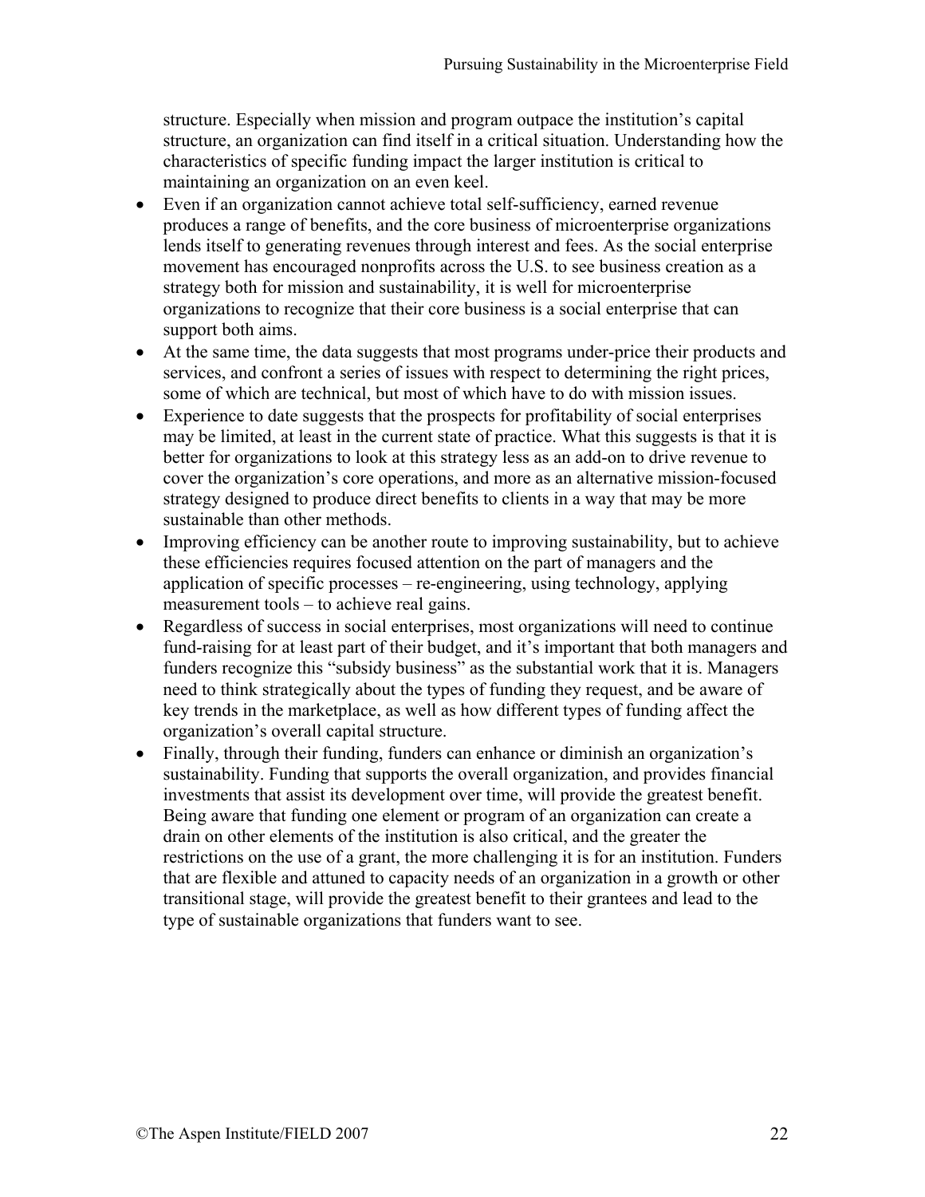structure. Especially when mission and program outpace the institution's capital structure, an organization can find itself in a critical situation. Understanding how the characteristics of specific funding impact the larger institution is critical to maintaining an organization on an even keel.

- Even if an organization cannot achieve total self-sufficiency, earned revenue produces a range of benefits, and the core business of microenterprise organizations lends itself to generating revenues through interest and fees. As the social enterprise movement has encouraged nonprofits across the U.S. to see business creation as a strategy both for mission and sustainability, it is well for microenterprise organizations to recognize that their core business is a social enterprise that can support both aims.
- At the same time, the data suggests that most programs under-price their products and services, and confront a series of issues with respect to determining the right prices, some of which are technical, but most of which have to do with mission issues.
- Experience to date suggests that the prospects for profitability of social enterprises may be limited, at least in the current state of practice. What this suggests is that it is better for organizations to look at this strategy less as an add-on to drive revenue to cover the organization's core operations, and more as an alternative mission-focused strategy designed to produce direct benefits to clients in a way that may be more sustainable than other methods.
- Improving efficiency can be another route to improving sustainability, but to achieve these efficiencies requires focused attention on the part of managers and the application of specific processes – re-engineering, using technology, applying measurement tools – to achieve real gains.
- Regardless of success in social enterprises, most organizations will need to continue fund-raising for at least part of their budget, and it's important that both managers and funders recognize this "subsidy business" as the substantial work that it is. Managers need to think strategically about the types of funding they request, and be aware of key trends in the marketplace, as well as how different types of funding affect the organization's overall capital structure.
- Finally, through their funding, funders can enhance or diminish an organization's sustainability. Funding that supports the overall organization, and provides financial investments that assist its development over time, will provide the greatest benefit. Being aware that funding one element or program of an organization can create a drain on other elements of the institution is also critical, and the greater the restrictions on the use of a grant, the more challenging it is for an institution. Funders that are flexible and attuned to capacity needs of an organization in a growth or other transitional stage, will provide the greatest benefit to their grantees and lead to the type of sustainable organizations that funders want to see.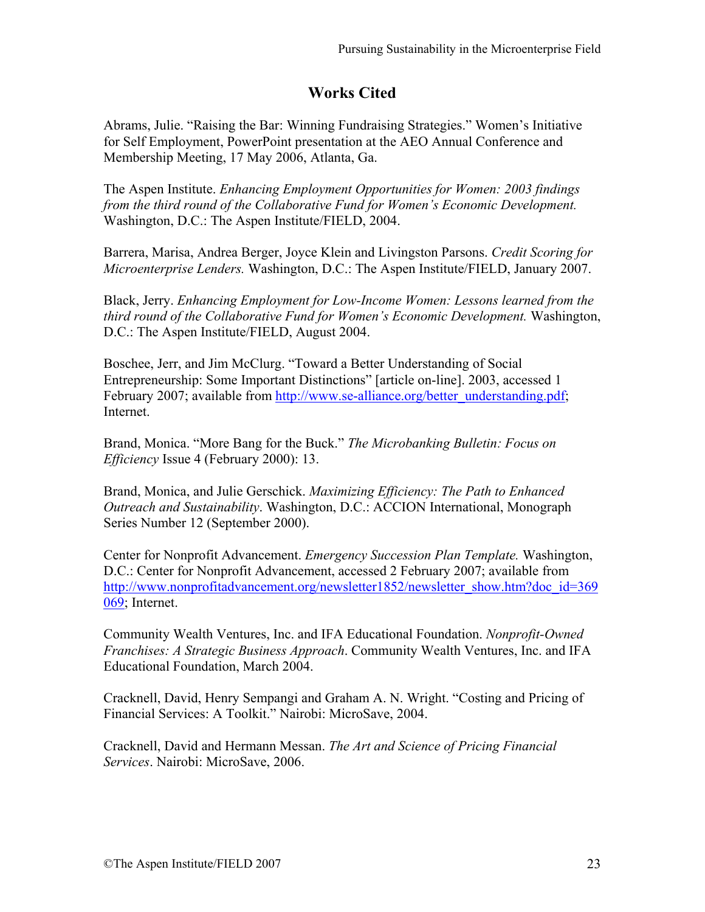# Works Cited

Abrams, Julie. "Raising the Bar: Winning Fundraising Strategies." Women's Initiative for Self Employment, PowerPoint presentation at the AEO Annual Conference and Membership Meeting, 17 May 2006, Atlanta, Ga.

The Aspen Institute. *Enhancing Employment Opportunities for Women: 2003 findings from the third round of the Collaborative Fund for Women's Economic Development.* Washington, D.C.: The Aspen Institute/FIELD, 2004.

Barrera, Marisa, Andrea Berger, Joyce Klein and Livingston Parsons. *Credit Scoring for Microenterprise Lenders.* Washington, D.C.: The Aspen Institute/FIELD, January 2007.

Black, Jerry. *Enhancing Employment for Low-Income Women: Lessons learned from the third round of the Collaborative Fund for Women's Economic Development.* Washington, D.C.: The Aspen Institute/FIELD, August 2004.

Boschee, Jerr, and Jim McClurg. "Toward a Better Understanding of Social Entrepreneurship: Some Important Distinctions" [article on-line]. 2003, accessed 1 February 2007; available from http://www.se-alliance.org/better_understanding.pdf; Internet.

Brand, Monica. "More Bang for the Buck." *The Microbanking Bulletin: Focus on Efficiency* Issue 4 (February 2000): 13.

Brand, Monica, and Julie Gerschick. *Maximizing Efficiency: The Path to Enhanced Outreach and Sustainability*. Washington, D.C.: ACCION International, Monograph Series Number 12 (September 2000).

Center for Nonprofit Advancement. *Emergency Succession Plan Template.* Washington, D.C.: Center for Nonprofit Advancement, accessed 2 February 2007; available from http://www.nonprofitadvancement.org/newsletter1852/newsletter_show.htm?doc_id=369069; Internet.

Community Wealth Ventures, Inc. and IFA Educational Foundation. *Nonprofit-Owned Franchises: A Strategic Business Approach*. Community Wealth Ventures, Inc. and IFA Educational Foundation, March 2004.

Cracknell, David, Henry Sempangi and Graham A. N. Wright. "Costing and Pricing of Financial Services: A Toolkit." Nairobi: MicroSave, 2004.

Cracknell, David and Hermann Messan. *The Art and Science of Pricing Financial Services*. Nairobi: MicroSave, 2006.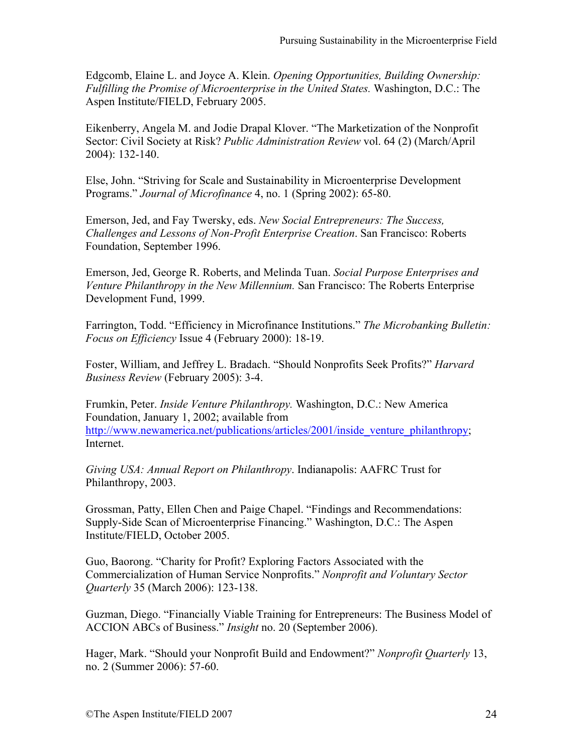Edgcomb, Elaine L. and Joyce A. Klein. *Opening Opportunities, Building Ownership: Fulfilling the Promise of Microenterprise in the United States.* Washington, D.C.: The Aspen Institute/FIELD, February 2005.

Eikenberry, Angela M. and Jodie Drapal Klover. "The Marketization of the Nonprofit Sector: Civil Society at Risk? *Public Administration Review* vol. 64 (2) (March/April 2004): 132-140.

Else, John. "Striving for Scale and Sustainability in Microenterprise Development Programs." *Journal of Microfinance* 4, no. 1 (Spring 2002): 65-80.

Emerson, Jed, and Fay Twersky, eds. *New Social Entrepreneurs: The Success, Challenges and Lessons of Non-Profit Enterprise Creation*. San Francisco: Roberts Foundation, September 1996.

Emerson, Jed, George R. Roberts, and Melinda Tuan. *Social Purpose Enterprises and Venture Philanthropy in the New Millennium.* San Francisco: The Roberts Enterprise Development Fund, 1999.

Farrington, Todd. "Efficiency in Microfinance Institutions." *The Microbanking Bulletin: Focus on Efficiency* Issue 4 (February 2000): 18-19.

Foster, William, and Jeffrey L. Bradach. "Should Nonprofits Seek Profits?" *Harvard Business Review* (February 2005): 3-4.

Frumkin, Peter. *Inside Venture Philanthropy.* Washington, D.C.: New America Foundation, January 1, 2002; available from http://www.newamerica.net/publications/articles/2001/inside_venture_philanthropy; Internet.

*Giving USA: Annual Report on Philanthropy*. Indianapolis: AAFRC Trust for Philanthropy, 2003.

Grossman, Patty, Ellen Chen and Paige Chapel. "Findings and Recommendations: Supply-Side Scan of Microenterprise Financing." Washington, D.C.: The Aspen Institute/FIELD, October 2005.

Guo, Baorong. "Charity for Profit? Exploring Factors Associated with the Commercialization of Human Service Nonprofits." *Nonprofit and Voluntary Sector Quarterly* 35 (March 2006): 123-138.

Guzman, Diego. "Financially Viable Training for Entrepreneurs: The Business Model of ACCION ABCs of Business." *Insight* no. 20 (September 2006).

Hager, Mark. "Should your Nonprofit Build and Endowment?" *Nonprofit Quarterly* 13, no. 2 (Summer 2006): 57-60.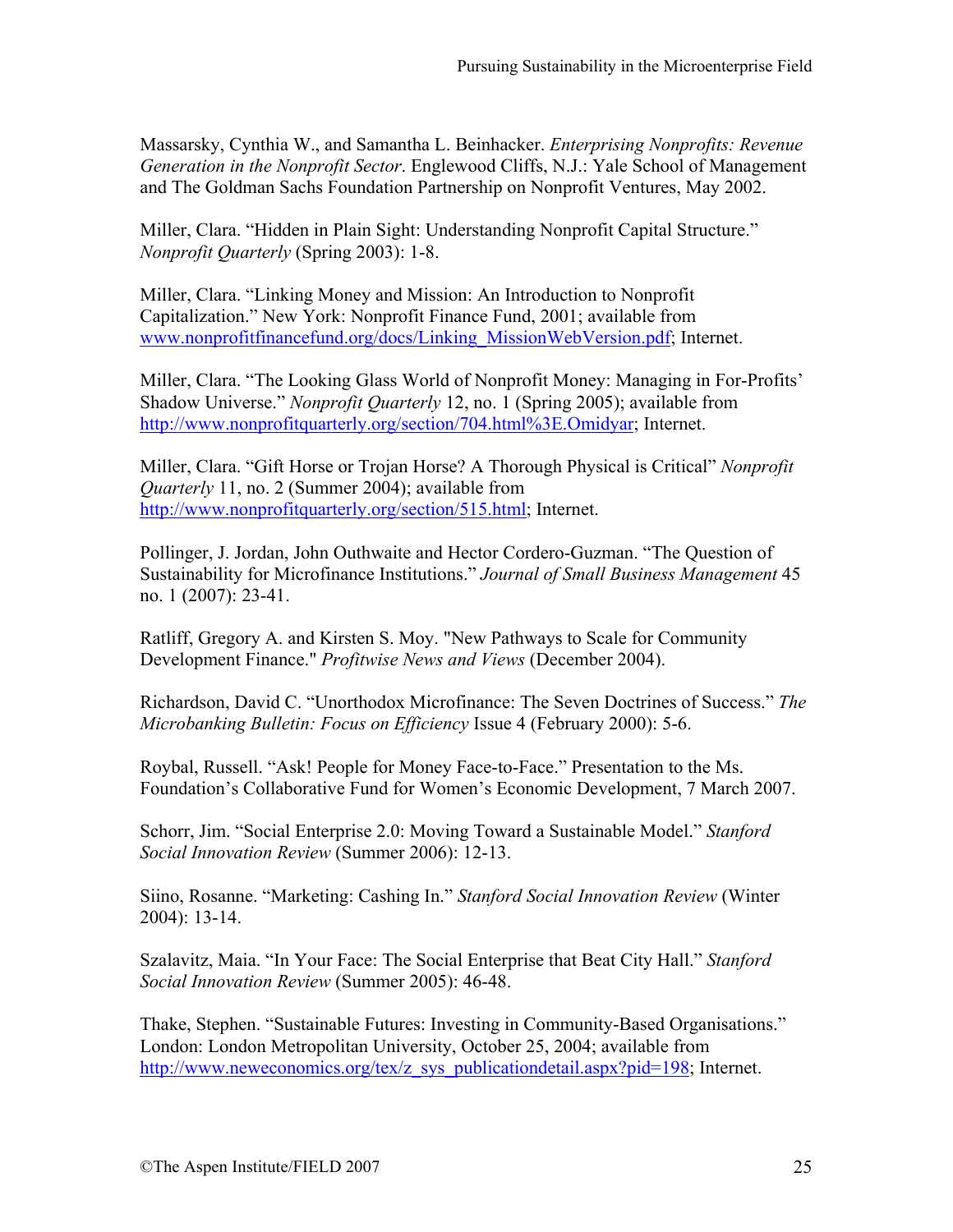Massarsky, Cynthia W., and Samantha L. Beinhacker. *Enterprising Nonprofits: Revenue Generation in the Nonprofit Sector*. Englewood Cliffs, N.J.: Yale School of Management and The Goldman Sachs Foundation Partnership on Nonprofit Ventures, May 2002.

Miller, Clara. "Hidden in Plain Sight: Understanding Nonprofit Capital Structure." *Nonprofit Quarterly* (Spring 2003): 1-8.

Miller, Clara. "Linking Money and Mission: An Introduction to Nonprofit Capitalization." New York: Nonprofit Finance Fund, 2001; available from www.nonprofitfinancefund.org/docs/Linking_MissionWebVersion.pdf; Internet.

Miller, Clara. "The Looking Glass World of Nonprofit Money: Managing in For-Profits' Shadow Universe." *Nonprofit Quarterly* 12, no. 1 (Spring 2005); available from http://www.nonprofitquarterly.org/section/704.html%3E.Omidyar; Internet.

Miller, Clara. "Gift Horse or Trojan Horse? A Thorough Physical is Critical" *Nonprofit Quarterly* 11, no. 2 (Summer 2004); available from http://www.nonprofitquarterly.org/section/515.html; Internet.

Pollinger, J. Jordan, John Outhwaite and Hector Cordero-Guzman. "The Question of Sustainability for Microfinance Institutions." *Journal of Small Business Management* 45 no. 1 (2007): 23-41.

Ratliff, Gregory A. and Kirsten S. Moy. "New Pathways to Scale for Community Development Finance." *Profitwise News and Views* (December 2004).

Richardson, David C. "Unorthodox Microfinance: The Seven Doctrines of Success." *The Microbanking Bulletin: Focus on Efficiency* Issue 4 (February 2000): 5-6.

Roybal, Russell. "Ask! People for Money Face-to-Face." Presentation to the Ms. Foundation's Collaborative Fund for Women's Economic Development, 7 March 2007.

Schorr, Jim. "Social Enterprise 2.0: Moving Toward a Sustainable Model." *Stanford Social Innovation Review* (Summer 2006): 12-13.

Siino, Rosanne. "Marketing: Cashing In." *Stanford Social Innovation Review* (Winter 2004): 13-14.

Szalavitz, Maia. "In Your Face: The Social Enterprise that Beat City Hall." *Stanford Social Innovation Review* (Summer 2005): 46-48.

Thake, Stephen. "Sustainable Futures: Investing in Community-Based Organisations." London: London Metropolitan University, October 25, 2004; available from http://www.neweconomics.org/tex/z_sys_publicationdetail.aspx?pid=198; Internet.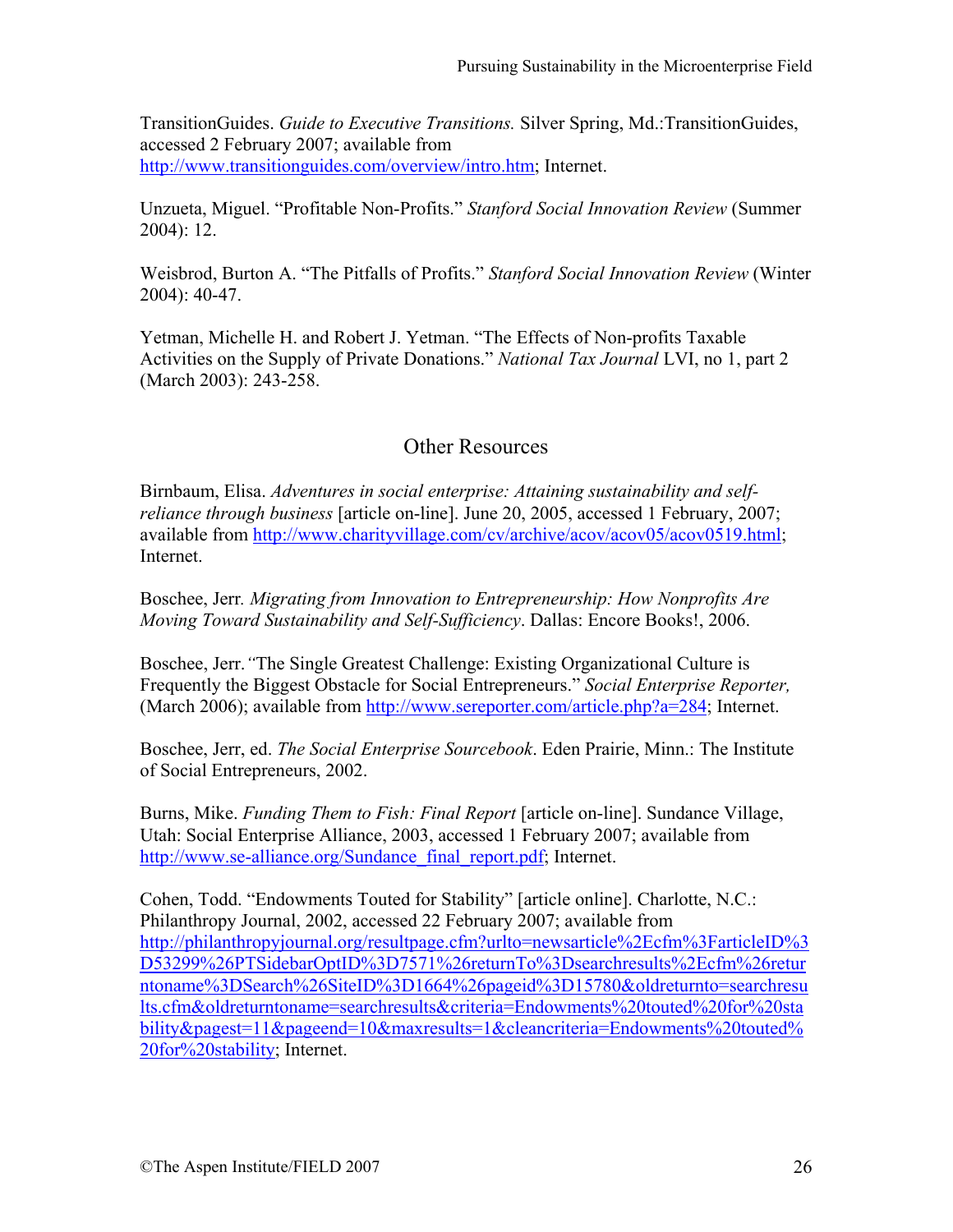TransitionGuides. *Guide to Executive Transitions.* Silver Spring, Md.:TransitionGuides, accessed 2 February 2007; available from http://www.transitionguides.com/overview/intro.htm; Internet.

Unzueta, Miguel. "Profitable Non-Profits." *Stanford Social Innovation Review* (Summer 2004): 12.

Weisbrod, Burton A. "The Pitfalls of Profits." *Stanford Social Innovation Review* (Winter 2004): 40-47.

Yetman, Michelle H. and Robert J. Yetman. "The Effects of Non-profits Taxable Activities on the Supply of Private Donations." *National Tax Journal* LVI, no 1, part 2 (March 2003): 243-258.

## Other Resources

Birnbaum, Elisa. *Adventures in social enterprise: Attaining sustainability and self-reliance through business* [article on-line]. June 20, 2005, accessed 1 February, 2007; available from http://www.charityvillage.com/cv/archive/acov/acov05/acov0519.html; Internet.

Boschee, Jerr. *Migrating from Innovation to Entrepreneurship: How Nonprofits Are Moving Toward Sustainability and Self-Sufficiency*. Dallas: Encore Books!, 2006.

Boschee, Jerr. "The Single Greatest Challenge: Existing Organizational Culture is Frequently the Biggest Obstacle for Social Entrepreneurs." *Social Enterprise Reporter,* (March 2006); available from http://www.sereporter.com/article.php?a=284; Internet.

Boschee, Jerr, ed. *The Social Enterprise Sourcebook*. Eden Prairie, Minn.: The Institute of Social Entrepreneurs, 2002.

Burns, Mike. *Funding Them to Fish: Final Report* [article on-line]. Sundance Village, Utah: Social Enterprise Alliance, 2003, accessed 1 February 2007; available from http://www.se-alliance.org/Sundance_final_report.pdf; Internet.

Cohen, Todd. "Endowments Touted for Stability" [article online]. Charlotte, N.C.: Philanthropy Journal, 2002, accessed 22 February 2007; available from http://philanthropyjournal.org/resultpage.cfm?urlto=newsarticle%2Ecfm%3FarticleID%3D53299%26PTSidebarOptID%3D7571%26returnTo%3Dsearchresults%2Ecfm%26returntoname%3DSearch%26SiteID%3D1664%26pageid%3D15780&oldreturnto=searchresults.cfm&oldreturntoname=searchresults&criteria=Endowments%20touted%20for%20stability&pagest=11&pageend=10&maxresults=1&cleancriteria=Endowments%20touted%20for%20stability; Internet.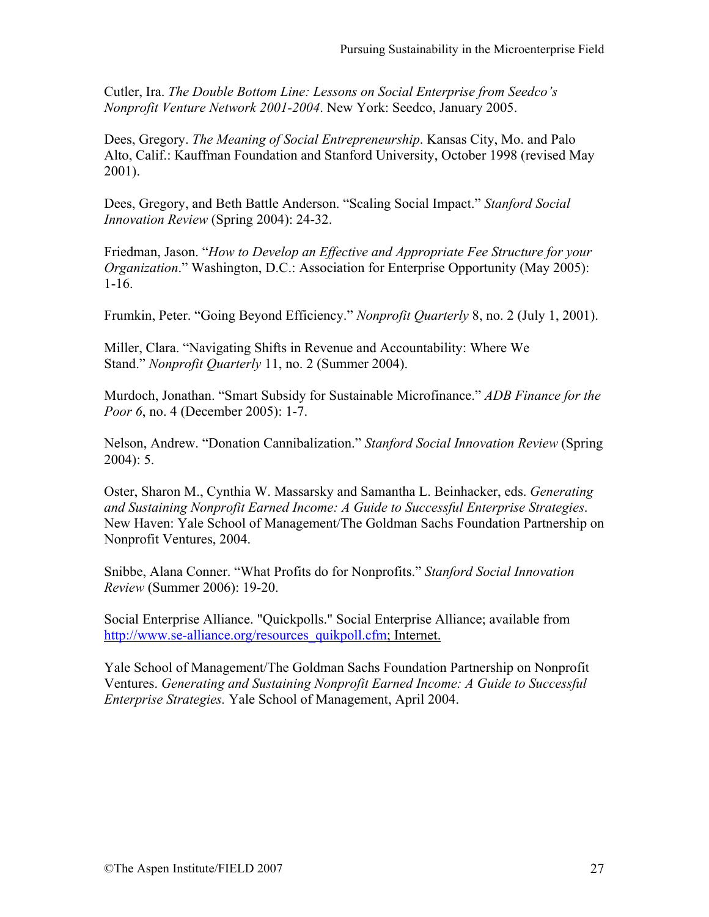Cutler, Ira. *The Double Bottom Line: Lessons on Social Enterprise from Seedco's Nonprofit Venture Network 2001-2004*. New York: Seedco, January 2005.

Dees, Gregory. *The Meaning of Social Entrepreneurship*. Kansas City, Mo. and Palo Alto, Calif.: Kauffman Foundation and Stanford University, October 1998 (revised May 2001).

Dees, Gregory, and Beth Battle Anderson. "Scaling Social Impact." *Stanford Social Innovation Review* (Spring 2004): 24-32.

Friedman, Jason. "*How to Develop an Effective and Appropriate Fee Structure for your Organization*." Washington, D.C.: Association for Enterprise Opportunity (May 2005): 1-16.

Frumkin, Peter. "Going Beyond Efficiency." *Nonprofit Quarterly* 8, no. 2 (July 1, 2001).

Miller, Clara. "Navigating Shifts in Revenue and Accountability: Where We Stand." *Nonprofit Quarterly* 11, no. 2 (Summer 2004).

Murdoch, Jonathan. "Smart Subsidy for Sustainable Microfinance." *ADB Finance for the Poor 6*, no. 4 (December 2005): 1-7.

Nelson, Andrew. "Donation Cannibalization." *Stanford Social Innovation Review* (Spring 2004): 5.

Oster, Sharon M., Cynthia W. Massarsky and Samantha L. Beinhacker, eds. *Generating and Sustaining Nonprofit Earned Income: A Guide to Successful Enterprise Strategies*. New Haven: Yale School of Management/The Goldman Sachs Foundation Partnership on Nonprofit Ventures, 2004.

Snibbe, Alana Conner. "What Profits do for Nonprofits." *Stanford Social Innovation Review* (Summer 2006): 19-20.

Social Enterprise Alliance. "Quickpolls." Social Enterprise Alliance; available from http://www.se-alliance.org/resources_quikpoll.cfm; Internet.

Yale School of Management/The Goldman Sachs Foundation Partnership on Nonprofit Ventures. *Generating and Sustaining Nonprofit Earned Income: A Guide to Successful Enterprise Strategies.* Yale School of Management, April 2004.